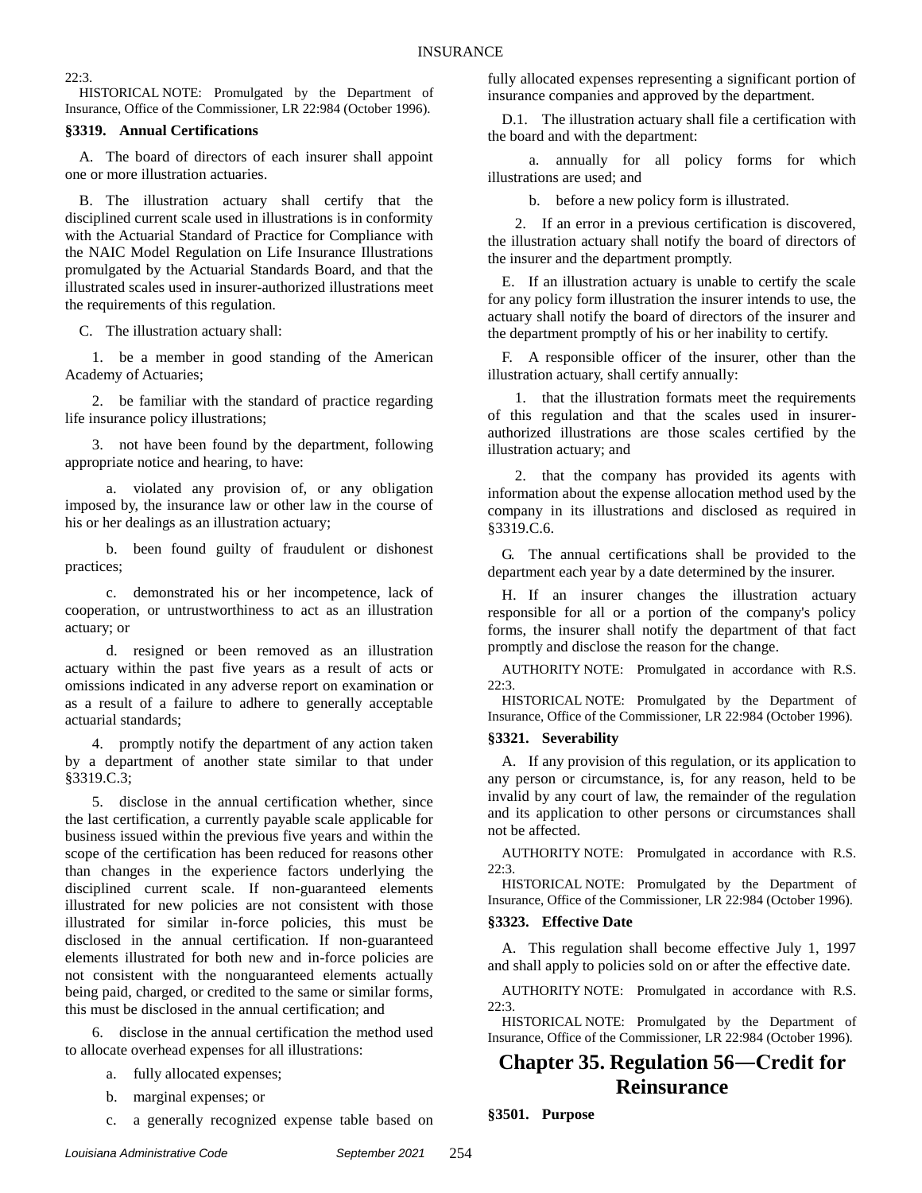22:3.

HISTORICAL NOTE: Promulgated by the Department of Insurance, Office of the Commissioner, LR 22:984 (October 1996).

### §3319. Annual Certifications

A. The board of directors of each insurer shall appoint one or more illustration actuaries.

B. The illustration actuary shall certify that the disciplined current scale used in illustrations is in conformity with the Actuarial Standard of Practice for Compliance with the NAIC Model Regulation on Life Insurance Illustrations promulgated by the Actuarial Standards Board, and that the illustrated scales used in insurer-authorized illustrations meet the requirements of this regulation.

C. The illustration actuary shall:

1. be a member in good standing of the American Academy of Actuaries;

2. be familiar with the standard of practice regarding life insurance policy illustrations;

3. not have been found by the department, following appropriate notice and hearing, to have:

a. violated any provision of, or any obligation imposed by, the insurance law or other law in the course of his or her dealings as an illustration actuary;

b. been found guilty of fraudulent or dishonest practices;

c. demonstrated his or her incompetence, lack of cooperation, or untrustworthiness to act as an illustration actuary; or

d. resigned or been removed as an illustration actuary within the past five years as a result of acts or omissions indicated in any adverse report on examination or as a result of a failure to adhere to generally acceptable actuarial standards;

4. promptly notify the department of any action taken by a department of another state similar to that under §3319.C.3;

5. disclose in the annual certification whether, since the last certification, a currently payable scale applicable for business issued within the previous five years and within the scope of the certification has been reduced for reasons other than changes in the experience factors underlying the disciplined current scale. If non-guaranteed elements illustrated for new policies are not consistent with those illustrated for similar in-force policies, this must be disclosed in the annual certification. If non-guaranteed elements illustrated for both new and in-force policies are not consistent with the nonguaranteed elements actually being paid, charged, or credited to the same or similar forms, this must be disclosed in the annual certification; and

6. disclose in the annual certification the method used to allocate overhead expenses for all illustrations:

a. fully allocated expenses;

b. marginal expenses; or

c. a generally recognized expense table based on fully allocated expenses representing a significant portion of insurance companies and approved by the department.

D.1. The illustration actuary shall file a certification with the board and with the department:

a. annually for all policy forms for which illustrations are used; and

b. before a new policy form is illustrated.

2. If an error in a previous certification is discovered, the illustration actuary shall notify the board of directors of the insurer and the department promptly.

E. If an illustration actuary is unable to certify the scale for any policy form illustration the insurer intends to use, the actuary shall notify the board of directors of the insurer and the department promptly of his or her inability to certify.

F. A responsible officer of the insurer, other than the illustration actuary, shall certify annually:

1. that the illustration formats meet the requirements of this regulation and that the scales used in insurer-authorized illustrations are those scales certified by the illustration actuary; and

2. that the company has provided its agents with information about the expense allocation method used by the company in its illustrations and disclosed as required in §3319.C.6.

G. The annual certifications shall be provided to the department each year by a date determined by the insurer.

H. If an insurer changes the illustration actuary responsible for all or a portion of the company's policy forms, the insurer shall notify the department of that fact promptly and disclose the reason for the change.

AUTHORITY NOTE: Promulgated in accordance with R.S. 22:3.

HISTORICAL NOTE: Promulgated by the Department of Insurance, Office of the Commissioner, LR 22:984 (October 1996).

### §3321. Severability

A. If any provision of this regulation, or its application to any person or circumstance, is, for any reason, held to be invalid by any court of law, the remainder of the regulation and its application to other persons or circumstances shall not be affected.

AUTHORITY NOTE: Promulgated in accordance with R.S. 22:3.

HISTORICAL NOTE: Promulgated by the Department of Insurance, Office of the Commissioner, LR 22:984 (October 1996).

### §3323. Effective Date

A. This regulation shall become effective July 1, 1997 and shall apply to policies sold on or after the effective date.

AUTHORITY NOTE: Promulgated in accordance with R.S. 22:3.

HISTORICAL NOTE: Promulgated by the Department of Insurance, Office of the Commissioner, LR 22:984 (October 1996).

## Chapter 35. Regulation 56—Credit for Reinsurance

### §3501. Purpose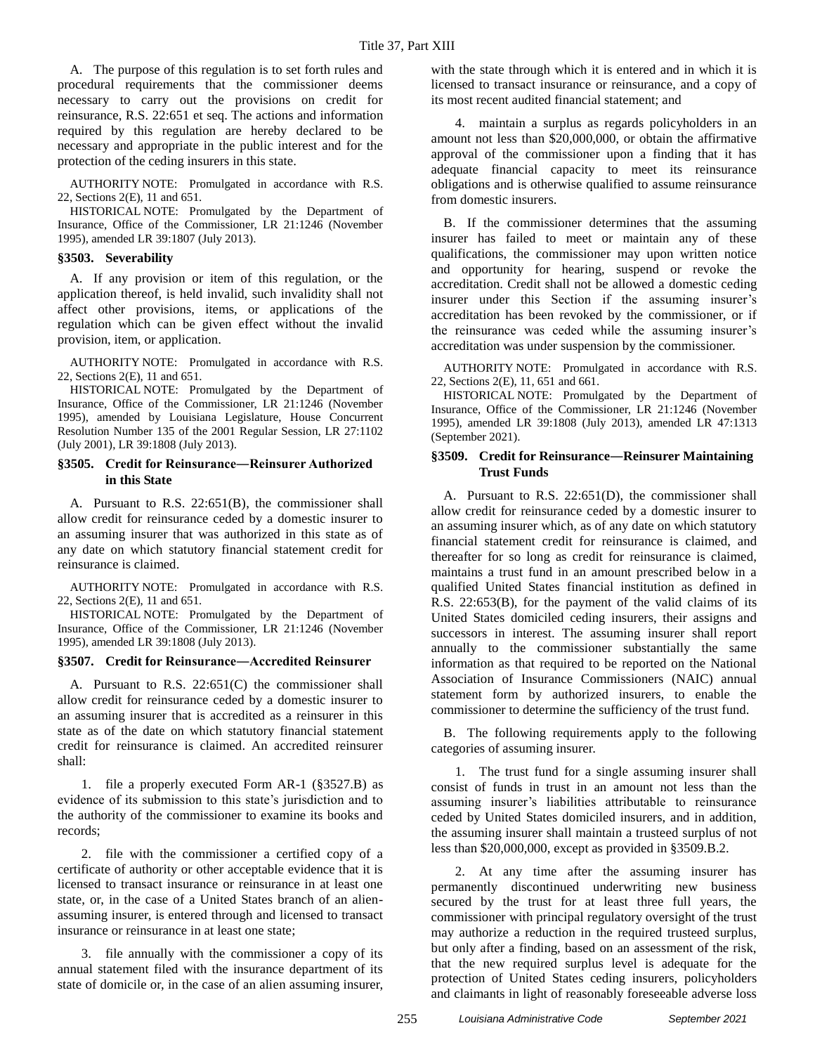A. The purpose of this regulation is to set forth rules and procedural requirements that the commissioner deems necessary to carry out the provisions on credit for reinsurance, R.S. 22:651 et seq. The actions and information required by this regulation are hereby declared to be necessary and appropriate in the public interest and for the protection of the ceding insurers in this state.

AUTHORITY NOTE: Promulgated in accordance with R.S. 22, Sections 2(E), 11 and 651.

HISTORICAL NOTE: Promulgated by the Department of Insurance, Office of the Commissioner, LR 21:1246 (November 1995), amended LR 39:1807 (July 2013).

### §3503. Severability

A. If any provision or item of this regulation, or the application thereof, is held invalid, such invalidity shall not affect other provisions, items, or applications of the regulation which can be given effect without the invalid provision, item, or application.

AUTHORITY NOTE: Promulgated in accordance with R.S. 22, Sections 2(E), 11 and 651.

HISTORICAL NOTE: Promulgated by the Department of Insurance, Office of the Commissioner, LR 21:1246 (November 1995), amended by Louisiana Legislature, House Concurrent Resolution Number 135 of the 2001 Regular Session, LR 27:1102 (July 2001), LR 39:1808 (July 2013).

### §3505. Credit for Reinsurance—Reinsurer Authorized in this State

A. Pursuant to R.S. 22:651(B), the commissioner shall allow credit for reinsurance ceded by a domestic insurer to an assuming insurer that was authorized in this state as of any date on which statutory financial statement credit for reinsurance is claimed.

AUTHORITY NOTE: Promulgated in accordance with R.S. 22, Sections 2(E), 11 and 651.

HISTORICAL NOTE: Promulgated by the Department of Insurance, Office of the Commissioner, LR 21:1246 (November 1995), amended LR 39:1808 (July 2013).

### §3507. Credit for Reinsurance—Accredited Reinsurer

A. Pursuant to R.S. 22:651(C) the commissioner shall allow credit for reinsurance ceded by a domestic insurer to an assuming insurer that is accredited as a reinsurer in this state as of the date on which statutory financial statement credit for reinsurance is claimed. An accredited reinsurer shall:

1. file a properly executed Form AR-1 (§3527.B) as evidence of its submission to this state's jurisdiction and to the authority of the commissioner to examine its books and records;

2. file with the commissioner a certified copy of a certificate of authority or other acceptable evidence that it is licensed to transact insurance or reinsurance in at least one state, or, in the case of a United States branch of an alien-assuming insurer, is entered through and licensed to transact insurance or reinsurance in at least one state;

3. file annually with the commissioner a copy of its annual statement filed with the insurance department of its state of domicile or, in the case of an alien assuming insurer, with the state through which it is entered and in which it is licensed to transact insurance or reinsurance, and a copy of its most recent audited financial statement; and

4. maintain a surplus as regards policyholders in an amount not less than $20,000,000, or obtain the affirmative approval of the commissioner upon a finding that it has adequate financial capacity to meet its reinsurance obligations and is otherwise qualified to assume reinsurance from domestic insurers.

B. If the commissioner determines that the assuming insurer has failed to meet or maintain any of these qualifications, the commissioner may upon written notice and opportunity for hearing, suspend or revoke the accreditation. Credit shall not be allowed a domestic ceding insurer under this Section if the assuming insurer's accreditation has been revoked by the commissioner, or if the reinsurance was ceded while the assuming insurer's accreditation was under suspension by the commissioner.

AUTHORITY NOTE: Promulgated in accordance with R.S. 22, Sections 2(E), 11, 651 and 661.

HISTORICAL NOTE: Promulgated by the Department of Insurance, Office of the Commissioner, LR 21:1246 (November 1995), amended LR 39:1808 (July 2013), amended LR 47:1313 (September 2021).

### §3509. Credit for Reinsurance—Reinsurer Maintaining Trust Funds

A. Pursuant to R.S. 22:651(D), the commissioner shall allow credit for reinsurance ceded by a domestic insurer to an assuming insurer which, as of any date on which statutory financial statement credit for reinsurance is claimed, and thereafter for so long as credit for reinsurance is claimed, maintains a trust fund in an amount prescribed below in a qualified United States financial institution as defined in R.S. 22:653(B), for the payment of the valid claims of its United States domiciled ceding insurers, their assigns and successors in interest. The assuming insurer shall report annually to the commissioner substantially the same information as that required to be reported on the National Association of Insurance Commissioners (NAIC) annual statement form by authorized insurers, to enable the commissioner to determine the sufficiency of the trust fund.

B. The following requirements apply to the following categories of assuming insurer.

1. The trust fund for a single assuming insurer shall consist of funds in trust in an amount not less than the assuming insurer's liabilities attributable to reinsurance ceded by United States domiciled insurers, and in addition, the assuming insurer shall maintain a trusteed surplus of not less than $20,000,000, except as provided in §3509.B.2.

2. At any time after the assuming insurer has permanently discontinued underwriting new business secured by the trust for at least three full years, the commissioner with principal regulatory oversight of the trust may authorize a reduction in the required trusteed surplus, but only after a finding, based on an assessment of the risk, that the new required surplus level is adequate for the protection of United States ceding insurers, policyholders and claimants in light of reasonably foreseeable adverse loss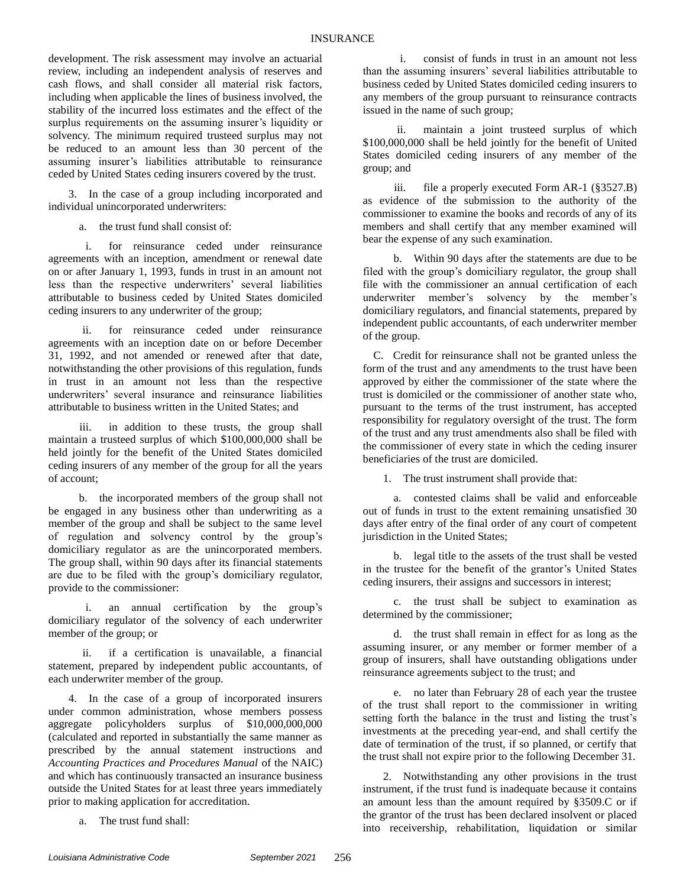development. The risk assessment may involve an actuarial review, including an independent analysis of reserves and cash flows, and shall consider all material risk factors, including when applicable the lines of business involved, the stability of the incurred loss estimates and the effect of the surplus requirements on the assuming insurer's liquidity or solvency. The minimum required trusteed surplus may not be reduced to an amount less than 30 percent of the assuming insurer's liabilities attributable to reinsurance ceded by United States ceding insurers covered by the trust.

3. In the case of a group including incorporated and individual unincorporated underwriters:

a. the trust fund shall consist of:

i. for reinsurance ceded under reinsurance agreements with an inception, amendment or renewal date on or after January 1, 1993, funds in trust in an amount not less than the respective underwriters' several liabilities attributable to business ceded by United States domiciled ceding insurers to any underwriter of the group;

ii. for reinsurance ceded under reinsurance agreements with an inception date on or before December 31, 1992, and not amended or renewed after that date, notwithstanding the other provisions of this regulation, funds in trust in an amount not less than the respective underwriters' several insurance and reinsurance liabilities attributable to business written in the United States; and

iii. in addition to these trusts, the group shall maintain a trusteed surplus of which $100,000,000 shall be held jointly for the benefit of the United States domiciled ceding insurers of any member of the group for all the years of account;

b. the incorporated members of the group shall not be engaged in any business other than underwriting as a member of the group and shall be subject to the same level of regulation and solvency control by the group's domiciliary regulator as are the unincorporated members. The group shall, within 90 days after its financial statements are due to be filed with the group's domiciliary regulator, provide to the commissioner:

i. an annual certification by the group's domiciliary regulator of the solvency of each underwriter member of the group; or

ii. if a certification is unavailable, a financial statement, prepared by independent public accountants, of each underwriter member of the group.

4. In the case of a group of incorporated insurers under common administration, whose members possess aggregate policyholders surplus of $10,000,000,000 (calculated and reported in substantially the same manner as prescribed by the annual statement instructions and *Accounting Practices and Procedures Manual* of the NAIC) and which has continuously transacted an insurance business outside the United States for at least three years immediately prior to making application for accreditation.

a. The trust fund shall:

i. consist of funds in trust in an amount not less than the assuming insurers' several liabilities attributable to business ceded by United States domiciled ceding insurers to any members of the group pursuant to reinsurance contracts issued in the name of such group;

ii. maintain a joint trusteed surplus of which $100,000,000 shall be held jointly for the benefit of United States domiciled ceding insurers of any member of the group; and

iii. file a properly executed Form AR-1 (§3527.B) as evidence of the submission to the authority of the commissioner to examine the books and records of any of its members and shall certify that any member examined will bear the expense of any such examination.

b. Within 90 days after the statements are due to be filed with the group's domiciliary regulator, the group shall file with the commissioner an annual certification of each underwriter member's solvency by the member's domiciliary regulators, and financial statements, prepared by independent public accountants, of each underwriter member of the group.

C. Credit for reinsurance shall not be granted unless the form of the trust and any amendments to the trust have been approved by either the commissioner of the state where the trust is domiciled or the commissioner of another state who, pursuant to the terms of the trust instrument, has accepted responsibility for regulatory oversight of the trust. The form of the trust and any trust amendments also shall be filed with the commissioner of every state in which the ceding insurer beneficiaries of the trust are domiciled.

1. The trust instrument shall provide that:

a. contested claims shall be valid and enforceable out of funds in trust to the extent remaining unsatisfied 30 days after entry of the final order of any court of competent jurisdiction in the United States;

b. legal title to the assets of the trust shall be vested in the trustee for the benefit of the grantor's United States ceding insurers, their assigns and successors in interest;

c. the trust shall be subject to examination as determined by the commissioner;

d. the trust shall remain in effect for as long as the assuming insurer, or any member or former member of a group of insurers, shall have outstanding obligations under reinsurance agreements subject to the trust; and

e. no later than February 28 of each year the trustee of the trust shall report to the commissioner in writing setting forth the balance in the trust and listing the trust's investments at the preceding year-end, and shall certify the date of termination of the trust, if so planned, or certify that the trust shall not expire prior to the following December 31.

2. Notwithstanding any other provisions in the trust instrument, if the trust fund is inadequate because it contains an amount less than the amount required by §3509.C or if the grantor of the trust has been declared insolvent or placed into receivership, rehabilitation, liquidation or similar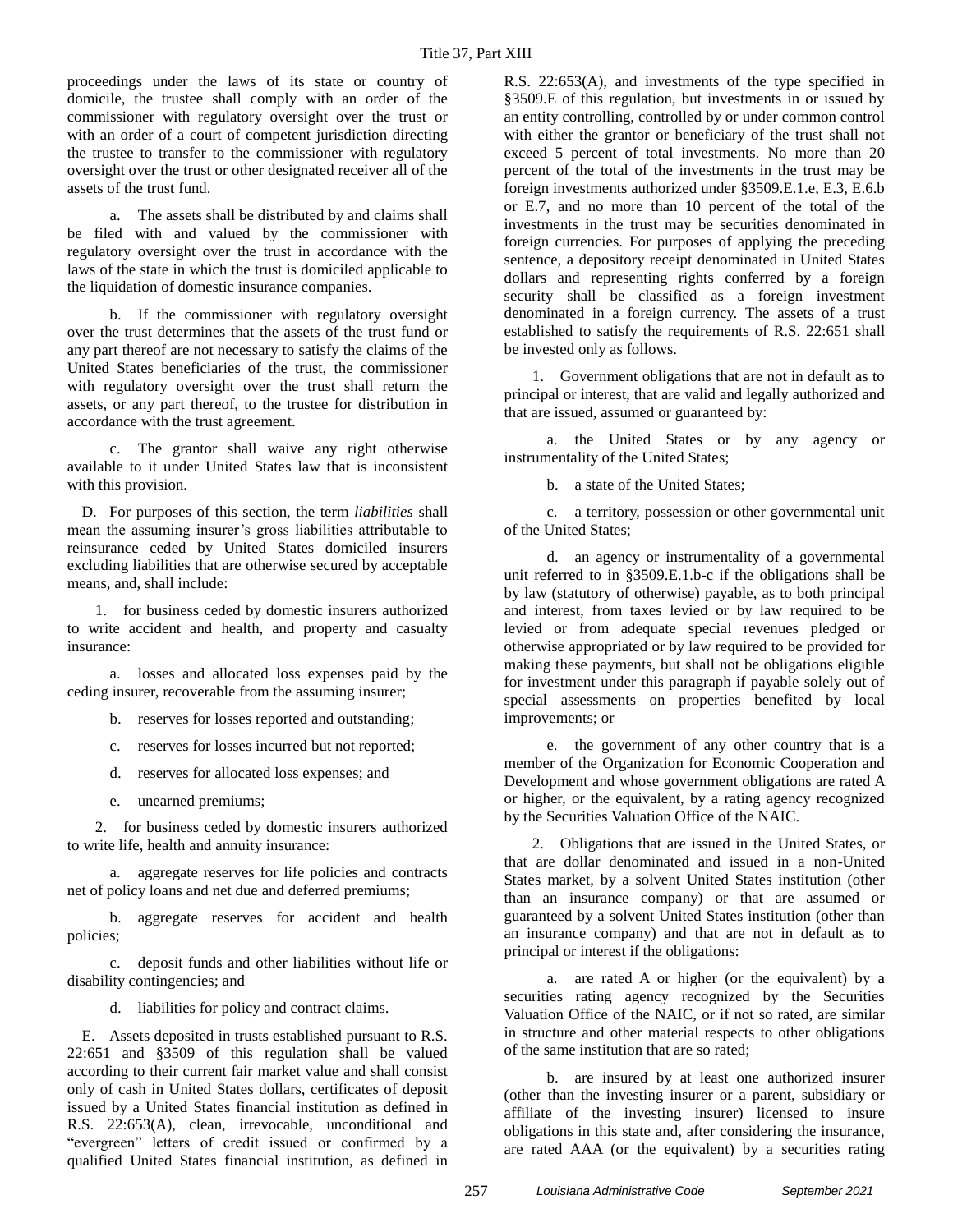proceedings under the laws of its state or country of domicile, the trustee shall comply with an order of the commissioner with regulatory oversight over the trust or with an order of a court of competent jurisdiction directing the trustee to transfer to the commissioner with regulatory oversight over the trust or other designated receiver all of the assets of the trust fund.

a. The assets shall be distributed by and claims shall be filed with and valued by the commissioner with regulatory oversight over the trust in accordance with the laws of the state in which the trust is domiciled applicable to the liquidation of domestic insurance companies.

b. If the commissioner with regulatory oversight over the trust determines that the assets of the trust fund or any part thereof are not necessary to satisfy the claims of the United States beneficiaries of the trust, the commissioner with regulatory oversight over the trust shall return the assets, or any part thereof, to the trustee for distribution in accordance with the trust agreement.

c. The grantor shall waive any right otherwise available to it under United States law that is inconsistent with this provision.

D. For purposes of this section, the term *liabilities* shall mean the assuming insurer's gross liabilities attributable to reinsurance ceded by United States domiciled insurers excluding liabilities that are otherwise secured by acceptable means, and, shall include:

1. for business ceded by domestic insurers authorized to write accident and health, and property and casualty insurance:

a. losses and allocated loss expenses paid by the ceding insurer, recoverable from the assuming insurer;

b. reserves for losses reported and outstanding;

c. reserves for losses incurred but not reported;

d. reserves for allocated loss expenses; and

e. unearned premiums;

2. for business ceded by domestic insurers authorized to write life, health and annuity insurance:

a. aggregate reserves for life policies and contracts net of policy loans and net due and deferred premiums;

b. aggregate reserves for accident and health policies;

c. deposit funds and other liabilities without life or disability contingencies; and

d. liabilities for policy and contract claims.

E. Assets deposited in trusts established pursuant to R.S. 22:651 and §3509 of this regulation shall be valued according to their current fair market value and shall consist only of cash in United States dollars, certificates of deposit issued by a United States financial institution as defined in R.S. 22:653(A), clean, irrevocable, unconditional and "evergreen" letters of credit issued or confirmed by a qualified United States financial institution, as defined in R.S. 22:653(A), and investments of the type specified in §3509.E of this regulation, but investments in or issued by an entity controlling, controlled by or under common control with either the grantor or beneficiary of the trust shall not exceed 5 percent of total investments. No more than 20 percent of the total of the investments in the trust may be foreign investments authorized under §3509.E.1.e, E.3, E.6.b or E.7, and no more than 10 percent of the total of the investments in the trust may be securities denominated in foreign currencies. For purposes of applying the preceding sentence, a depository receipt denominated in United States dollars and representing rights conferred by a foreign security shall be classified as a foreign investment denominated in a foreign currency. The assets of a trust established to satisfy the requirements of R.S. 22:651 shall be invested only as follows.

1. Government obligations that are not in default as to principal or interest, that are valid and legally authorized and that are issued, assumed or guaranteed by:

a. the United States or by any agency or instrumentality of the United States;

b. a state of the United States;

c. a territory, possession or other governmental unit of the United States;

d. an agency or instrumentality of a governmental unit referred to in §3509.E.1.b-c if the obligations shall be by law (statutory of otherwise) payable, as to both principal and interest, from taxes levied or by law required to be levied or from adequate special revenues pledged or otherwise appropriated or by law required to be provided for making these payments, but shall not be obligations eligible for investment under this paragraph if payable solely out of special assessments on properties benefited by local improvements; or

e. the government of any other country that is a member of the Organization for Economic Cooperation and Development and whose government obligations are rated A or higher, or the equivalent, by a rating agency recognized by the Securities Valuation Office of the NAIC.

2. Obligations that are issued in the United States, or that are dollar denominated and issued in a non-United States market, by a solvent United States institution (other than an insurance company) or that are assumed or guaranteed by a solvent United States institution (other than an insurance company) and that are not in default as to principal or interest if the obligations:

a. are rated A or higher (or the equivalent) by a securities rating agency recognized by the Securities Valuation Office of the NAIC, or if not so rated, are similar in structure and other material respects to other obligations of the same institution that are so rated;

b. are insured by at least one authorized insurer (other than the investing insurer or a parent, subsidiary or affiliate of the investing insurer) licensed to insure obligations in this state and, after considering the insurance, are rated AAA (or the equivalent) by a securities rating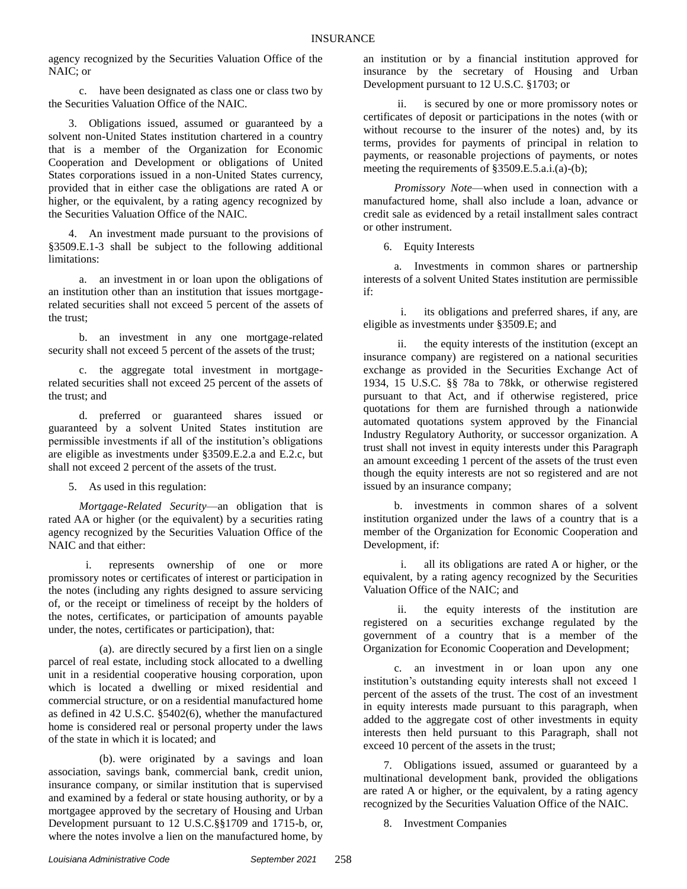agency recognized by the Securities Valuation Office of the NAIC; or

c. have been designated as class one or class two by the Securities Valuation Office of the NAIC.

3. Obligations issued, assumed or guaranteed by a solvent non-United States institution chartered in a country that is a member of the Organization for Economic Cooperation and Development or obligations of United States corporations issued in a non-United States currency, provided that in either case the obligations are rated A or higher, or the equivalent, by a rating agency recognized by the Securities Valuation Office of the NAIC.

4. An investment made pursuant to the provisions of §3509.E.1-3 shall be subject to the following additional limitations:

a. an investment in or loan upon the obligations of an institution other than an institution that issues mortgage-related securities shall not exceed 5 percent of the assets of the trust;

b. an investment in any one mortgage-related security shall not exceed 5 percent of the assets of the trust;

c. the aggregate total investment in mortgage-related securities shall not exceed 25 percent of the assets of the trust; and

d. preferred or guaranteed shares issued or guaranteed by a solvent United States institution are permissible investments if all of the institution's obligations are eligible as investments under §3509.E.2.a and E.2.c, but shall not exceed 2 percent of the assets of the trust.

5. As used in this regulation:

*Mortgage-Related Security*—an obligation that is rated AA or higher (or the equivalent) by a securities rating agency recognized by the Securities Valuation Office of the NAIC and that either:

i. represents ownership of one or more promissory notes or certificates of interest or participation in the notes (including any rights designed to assure servicing of, or the receipt or timeliness of receipt by the holders of the notes, certificates, or participation of amounts payable under, the notes, certificates or participation), that:

(a). are directly secured by a first lien on a single parcel of real estate, including stock allocated to a dwelling unit in a residential cooperative housing corporation, upon which is located a dwelling or mixed residential and commercial structure, or on a residential manufactured home as defined in 42 U.S.C. §5402(6), whether the manufactured home is considered real or personal property under the laws of the state in which it is located; and

(b). were originated by a savings and loan association, savings bank, commercial bank, credit union, insurance company, or similar institution that is supervised and examined by a federal or state housing authority, or by a mortgagee approved by the secretary of Housing and Urban Development pursuant to 12 U.S.C.§§1709 and 1715-b, or, where the notes involve a lien on the manufactured home, by an institution or by a financial institution approved for insurance by the secretary of Housing and Urban Development pursuant to 12 U.S.C. §1703; or

ii. is secured by one or more promissory notes or certificates of deposit or participations in the notes (with or without recourse to the insurer of the notes) and, by its terms, provides for payments of principal in relation to payments, or reasonable projections of payments, or notes meeting the requirements of §3509.E.5.a.i.(a)-(b);

*Promissory Note*—when used in connection with a manufactured home, shall also include a loan, advance or credit sale as evidenced by a retail installment sales contract or other instrument.

6. Equity Interests

a. Investments in common shares or partnership interests of a solvent United States institution are permissible if:

i. its obligations and preferred shares, if any, are eligible as investments under §3509.E; and

ii. the equity interests of the institution (except an insurance company) are registered on a national securities exchange as provided in the Securities Exchange Act of 1934, 15 U.S.C. §§ 78a to 78kk, or otherwise registered pursuant to that Act, and if otherwise registered, price quotations for them are furnished through a nationwide automated quotations system approved by the Financial Industry Regulatory Authority, or successor organization. A trust shall not invest in equity interests under this Paragraph an amount exceeding 1 percent of the assets of the trust even though the equity interests are not so registered and are not issued by an insurance company;

b. investments in common shares of a solvent institution organized under the laws of a country that is a member of the Organization for Economic Cooperation and Development, if:

i. all its obligations are rated A or higher, or the equivalent, by a rating agency recognized by the Securities Valuation Office of the NAIC; and

ii. the equity interests of the institution are registered on a securities exchange regulated by the government of a country that is a member of the Organization for Economic Cooperation and Development;

c. an investment in or loan upon any one institution's outstanding equity interests shall not exceed 1 percent of the assets of the trust. The cost of an investment in equity interests made pursuant to this paragraph, when added to the aggregate cost of other investments in equity interests then held pursuant to this Paragraph, shall not exceed 10 percent of the assets in the trust;

7. Obligations issued, assumed or guaranteed by a multinational development bank, provided the obligations are rated A or higher, or the equivalent, by a rating agency recognized by the Securities Valuation Office of the NAIC.

8. Investment Companies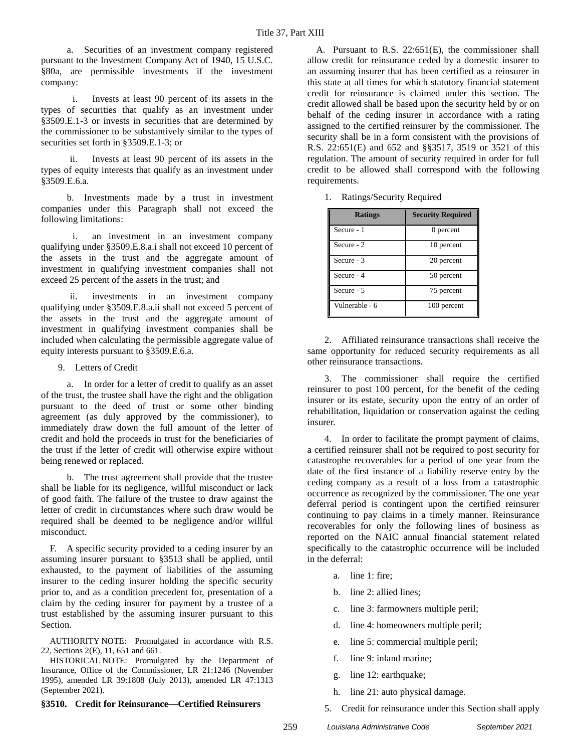a. Securities of an investment company registered pursuant to the Investment Company Act of 1940, 15 U.S.C. §80a, are permissible investments if the investment company:

i. Invests at least 90 percent of its assets in the types of securities that qualify as an investment under §3509.E.1-3 or invests in securities that are determined by the commissioner to be substantively similar to the types of securities set forth in §3509.E.1-3; or

ii. Invests at least 90 percent of its assets in the types of equity interests that qualify as an investment under §3509.E.6.a.

b. Investments made by a trust in investment companies under this Paragraph shall not exceed the following limitations:

i. an investment in an investment company qualifying under §3509.E.8.a.i shall not exceed 10 percent of the assets in the trust and the aggregate amount of investment in qualifying investment companies shall not exceed 25 percent of the assets in the trust; and

ii. investments in an investment company qualifying under §3509.E.8.a.ii shall not exceed 5 percent of the assets in the trust and the aggregate amount of investment in qualifying investment companies shall be included when calculating the permissible aggregate value of equity interests pursuant to §3509.E.6.a.

9. Letters of Credit

a. In order for a letter of credit to qualify as an asset of the trust, the trustee shall have the right and the obligation pursuant to the deed of trust or some other binding agreement (as duly approved by the commissioner), to immediately draw down the full amount of the letter of credit and hold the proceeds in trust for the beneficiaries of the trust if the letter of credit will otherwise expire without being renewed or replaced.

b. The trust agreement shall provide that the trustee shall be liable for its negligence, willful misconduct or lack of good faith. The failure of the trustee to draw against the letter of credit in circumstances where such draw would be required shall be deemed to be negligence and/or willful misconduct.

F. A specific security provided to a ceding insurer by an assuming insurer pursuant to §3513 shall be applied, until exhausted, to the payment of liabilities of the assuming insurer to the ceding insurer holding the specific security prior to, and as a condition precedent for, presentation of a claim by the ceding insurer for payment by a trustee of a trust established by the assuming insurer pursuant to this Section.

AUTHORITY NOTE: Promulgated in accordance with R.S. 22, Sections 2(E), 11, 651 and 661.

HISTORICAL NOTE: Promulgated by the Department of Insurance, Office of the Commissioner, LR 21:1246 (November 1995), amended LR 39:1808 (July 2013), amended LR 47:1313 (September 2021).

### §3510. Credit for Reinsurance—Certified Reinsurers

A. Pursuant to R.S. 22:651(E), the commissioner shall allow credit for reinsurance ceded by a domestic insurer to an assuming insurer that has been certified as a reinsurer in this state at all times for which statutory financial statement credit for reinsurance is claimed under this section. The credit allowed shall be based upon the security held by or on behalf of the ceding insurer in accordance with a rating assigned to the certified reinsurer by the commissioner. The security shall be in a form consistent with the provisions of R.S. 22:651(E) and 652 and §§3517, 3519 or 3521 of this regulation. The amount of security required in order for full credit to be allowed shall correspond with the following requirements.

1. Ratings/Security Required

| Ratings | Security Required |
|---|---|
| Secure - 1 | 0 percent |
| Secure - 2 | 10 percent |
| Secure - 3 | 20 percent |
| Secure - 4 | 50 percent |
| Secure - 5 | 75 percent |
| Vulnerable - 6 | 100 percent |

2. Affiliated reinsurance transactions shall receive the same opportunity for reduced security requirements as all other reinsurance transactions.

3. The commissioner shall require the certified reinsurer to post 100 percent, for the benefit of the ceding insurer or its estate, security upon the entry of an order of rehabilitation, liquidation or conservation against the ceding insurer.

4. In order to facilitate the prompt payment of claims, a certified reinsurer shall not be required to post security for catastrophe recoverables for a period of one year from the date of the first instance of a liability reserve entry by the ceding company as a result of a loss from a catastrophic occurrence as recognized by the commissioner. The one year deferral period is contingent upon the certified reinsurer continuing to pay claims in a timely manner. Reinsurance recoverables for only the following lines of business as reported on the NAIC annual financial statement related specifically to the catastrophic occurrence will be included in the deferral:

a. line 1: fire;

b. line 2: allied lines;

c. line 3: farmowners multiple peril;

d. line 4: homeowners multiple peril;

e. line 5: commercial multiple peril;

f. line 9: inland marine;

g. line 12: earthquake;

h. line 21: auto physical damage.

5. Credit for reinsurance under this Section shall apply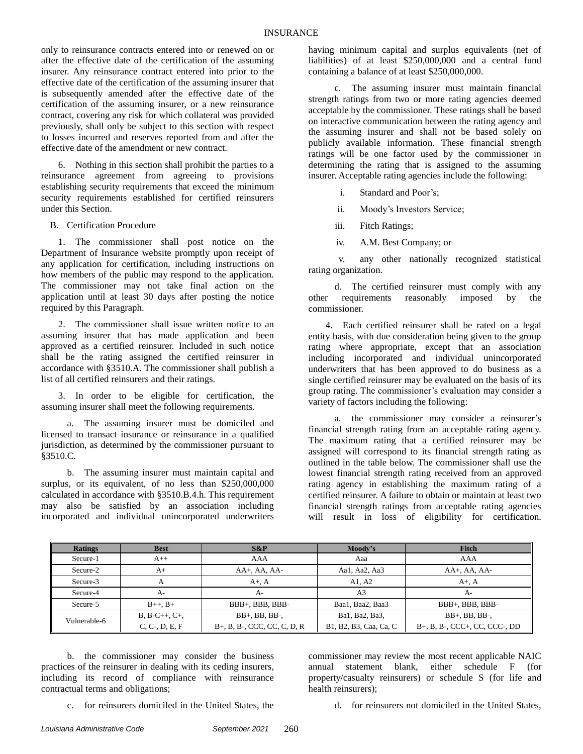only to reinsurance contracts entered into or renewed on or after the effective date of the certification of the assuming insurer. Any reinsurance contract entered into prior to the effective date of the certification of the assuming insurer that is subsequently amended after the effective date of the certification of the assuming insurer, or a new reinsurance contract, covering any risk for which collateral was provided previously, shall only be subject to this section with respect to losses incurred and reserves reported from and after the effective date of the amendment or new contract.

6. Nothing in this section shall prohibit the parties to a reinsurance agreement from agreeing to provisions establishing security requirements that exceed the minimum security requirements established for certified reinsurers under this Section.

B. Certification Procedure

1. The commissioner shall post notice on the Department of Insurance website promptly upon receipt of any application for certification, including instructions on how members of the public may respond to the application. The commissioner may not take final action on the application until at least 30 days after posting the notice required by this Paragraph.

2. The commissioner shall issue written notice to an assuming insurer that has made application and been approved as a certified reinsurer. Included in such notice shall be the rating assigned the certified reinsurer in accordance with §3510.A. The commissioner shall publish a list of all certified reinsurers and their ratings.

3. In order to be eligible for certification, the assuming insurer shall meet the following requirements.

a. The assuming insurer must be domiciled and licensed to transact insurance or reinsurance in a qualified jurisdiction, as determined by the commissioner pursuant to §3510.C.

b. The assuming insurer must maintain capital and surplus, or its equivalent, of no less than $250,000,000 calculated in accordance with §3510.B.4.h. This requirement may also be satisfied by an association including incorporated and individual unincorporated underwriters having minimum capital and surplus equivalents (net of liabilities) of at least $250,000,000 and a central fund containing a balance of at least $250,000,000.

c. The assuming insurer must maintain financial strength ratings from two or more rating agencies deemed acceptable by the commissioner. These ratings shall be based on interactive communication between the rating agency and the assuming insurer and shall not be based solely on publicly available information. These financial strength ratings will be one factor used by the commissioner in determining the rating that is assigned to the assuming insurer. Acceptable rating agencies include the following:

i. Standard and Poor's;

ii. Moody's Investors Service;

iii. Fitch Ratings;

iv. A.M. Best Company; or

v. any other nationally recognized statistical rating organization.

d. The certified reinsurer must comply with any other requirements reasonably imposed by the commissioner.

4. Each certified reinsurer shall be rated on a legal entity basis, with due consideration being given to the group rating where appropriate, except that an association including incorporated and individual unincorporated underwriters that has been approved to do business as a single certified reinsurer may be evaluated on the basis of its group rating. The commissioner's evaluation may consider a variety of factors including the following:

a. the commissioner may consider a reinsurer's financial strength rating from an acceptable rating agency. The maximum rating that a certified reinsurer may be assigned will correspond to its financial strength rating as outlined in the table below. The commissioner shall use the lowest financial strength rating received from an approved rating agency in establishing the maximum rating of a certified reinsurer. A failure to obtain or maintain at least two financial strength ratings from acceptable rating agencies will result in loss of eligibility for certification.

| Ratings | Best | S&P | Moody's | Fitch |
|---|---|---|---|---|
| Secure-1 | A++ | AAA | Aaa | AAA |
| Secure-2 | A+ | AA+, AA, AA- | Aa1, Aa2, Aa3 | AA+, AA, AA- |
| Secure-3 | A | A+, A | A1, A2 | A+, A |
| Secure-4 | A- | A- | A3 | A- |
| Secure-5 | B++, B+ | BBB+, BBB, BBB- | Baa1, Baa2, Baa3 | BBB+, BBB, BBB- |
| Vulnerable-6 | B, B-C++, C+, C, C-, D, E, F | BB+, BB, BB-, B+, B, B-, CCC, CC, C, D, R | Ba1, Ba2, Ba3, B1, B2, B3, Caa, Ca, C | BB+, BB, BB-, B+, B, B-, CCC+, CC, CCC-, DD |

b. the commissioner may consider the business practices of the reinsurer in dealing with its ceding insurers, including its record of compliance with reinsurance contractual terms and obligations;

c. for reinsurers domiciled in the United States, the commissioner may review the most recent applicable NAIC annual statement blank, either schedule F (for property/casualty reinsurers) or schedule S (for life and health reinsurers);

d. for reinsurers not domiciled in the United States,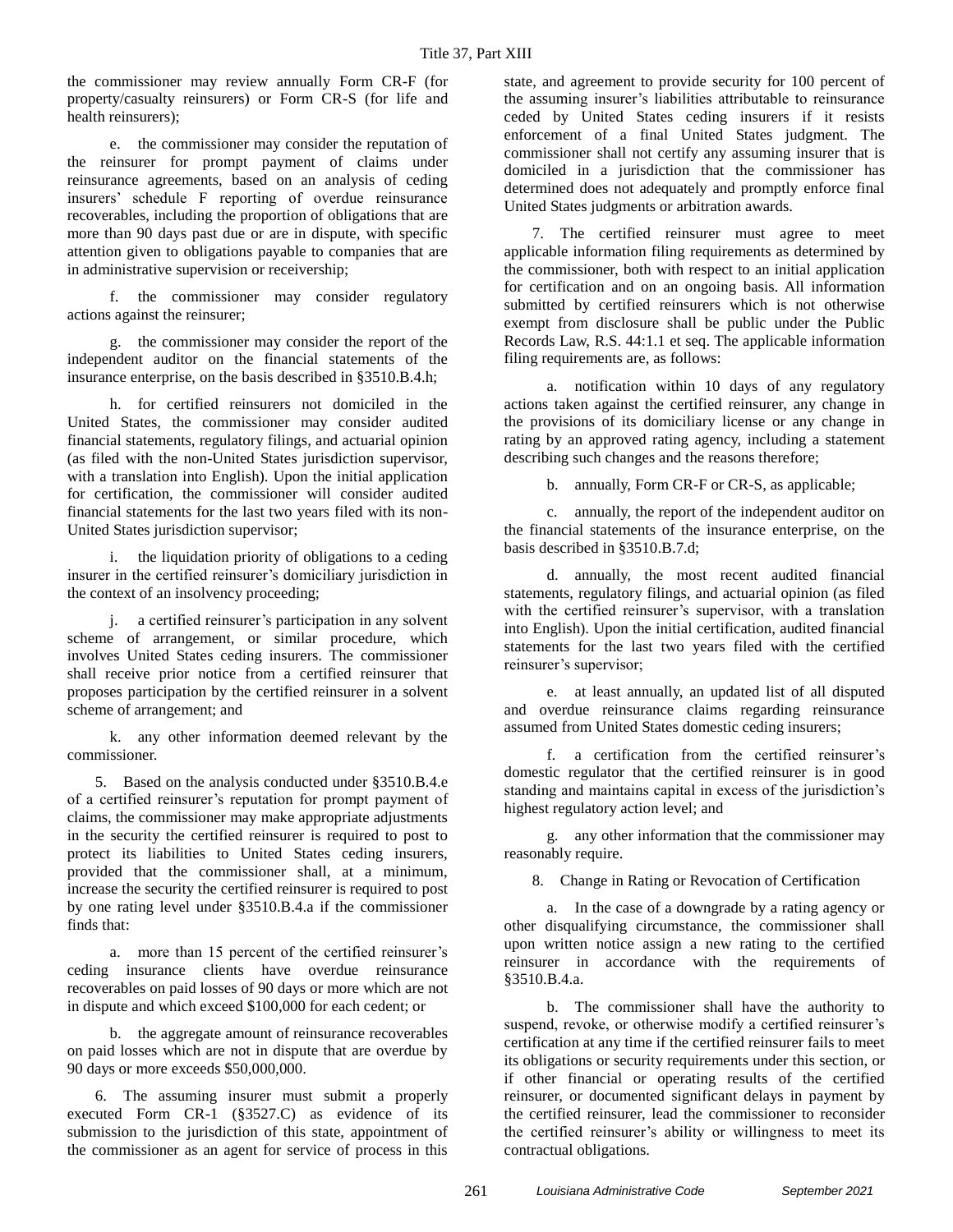the commissioner may review annually Form CR-F (for property/casualty reinsurers) or Form CR-S (for life and health reinsurers);

e. the commissioner may consider the reputation of the reinsurer for prompt payment of claims under reinsurance agreements, based on an analysis of ceding insurers' schedule F reporting of overdue reinsurance recoverables, including the proportion of obligations that are more than 90 days past due or are in dispute, with specific attention given to obligations payable to companies that are in administrative supervision or receivership;

f. the commissioner may consider regulatory actions against the reinsurer;

g. the commissioner may consider the report of the independent auditor on the financial statements of the insurance enterprise, on the basis described in §3510.B.4.h;

h. for certified reinsurers not domiciled in the United States, the commissioner may consider audited financial statements, regulatory filings, and actuarial opinion (as filed with the non-United States jurisdiction supervisor, with a translation into English). Upon the initial application for certification, the commissioner will consider audited financial statements for the last two years filed with its non-United States jurisdiction supervisor;

i. the liquidation priority of obligations to a ceding insurer in the certified reinsurer's domiciliary jurisdiction in the context of an insolvency proceeding;

j. a certified reinsurer's participation in any solvent scheme of arrangement, or similar procedure, which involves United States ceding insurers. The commissioner shall receive prior notice from a certified reinsurer that proposes participation by the certified reinsurer in a solvent scheme of arrangement; and

k. any other information deemed relevant by the commissioner.

5. Based on the analysis conducted under §3510.B.4.e of a certified reinsurer's reputation for prompt payment of claims, the commissioner may make appropriate adjustments in the security the certified reinsurer is required to post to protect its liabilities to United States ceding insurers, provided that the commissioner shall, at a minimum, increase the security the certified reinsurer is required to post by one rating level under §3510.B.4.a if the commissioner finds that:

a. more than 15 percent of the certified reinsurer's ceding insurance clients have overdue reinsurance recoverables on paid losses of 90 days or more which are not in dispute and which exceed $100,000 for each cedent; or

b. the aggregate amount of reinsurance recoverables on paid losses which are not in dispute that are overdue by 90 days or more exceeds $50,000,000.

6. The assuming insurer must submit a properly executed Form CR-1 (§3527.C) as evidence of its submission to the jurisdiction of this state, appointment of the commissioner as an agent for service of process in this state, and agreement to provide security for 100 percent of the assuming insurer's liabilities attributable to reinsurance ceded by United States ceding insurers if it resists enforcement of a final United States judgment. The commissioner shall not certify any assuming insurer that is domiciled in a jurisdiction that the commissioner has determined does not adequately and promptly enforce final United States judgments or arbitration awards.

7. The certified reinsurer must agree to meet applicable information filing requirements as determined by the commissioner, both with respect to an initial application for certification and on an ongoing basis. All information submitted by certified reinsurers which is not otherwise exempt from disclosure shall be public under the Public Records Law, R.S. 44:1.1 et seq. The applicable information filing requirements are, as follows:

a. notification within 10 days of any regulatory actions taken against the certified reinsurer, any change in the provisions of its domiciliary license or any change in rating by an approved rating agency, including a statement describing such changes and the reasons therefore;

b. annually, Form CR-F or CR-S, as applicable;

c. annually, the report of the independent auditor on the financial statements of the insurance enterprise, on the basis described in §3510.B.7.d;

d. annually, the most recent audited financial statements, regulatory filings, and actuarial opinion (as filed with the certified reinsurer's supervisor, with a translation into English). Upon the initial certification, audited financial statements for the last two years filed with the certified reinsurer's supervisor;

e. at least annually, an updated list of all disputed and overdue reinsurance claims regarding reinsurance assumed from United States domestic ceding insurers;

f. a certification from the certified reinsurer's domestic regulator that the certified reinsurer is in good standing and maintains capital in excess of the jurisdiction's highest regulatory action level; and

g. any other information that the commissioner may reasonably require.

8. Change in Rating or Revocation of Certification

a. In the case of a downgrade by a rating agency or other disqualifying circumstance, the commissioner shall upon written notice assign a new rating to the certified reinsurer in accordance with the requirements of §3510.B.4.a.

b. The commissioner shall have the authority to suspend, revoke, or otherwise modify a certified reinsurer's certification at any time if the certified reinsurer fails to meet its obligations or security requirements under this section, or if other financial or operating results of the certified reinsurer, or documented significant delays in payment by the certified reinsurer, lead the commissioner to reconsider the certified reinsurer's ability or willingness to meet its contractual obligations.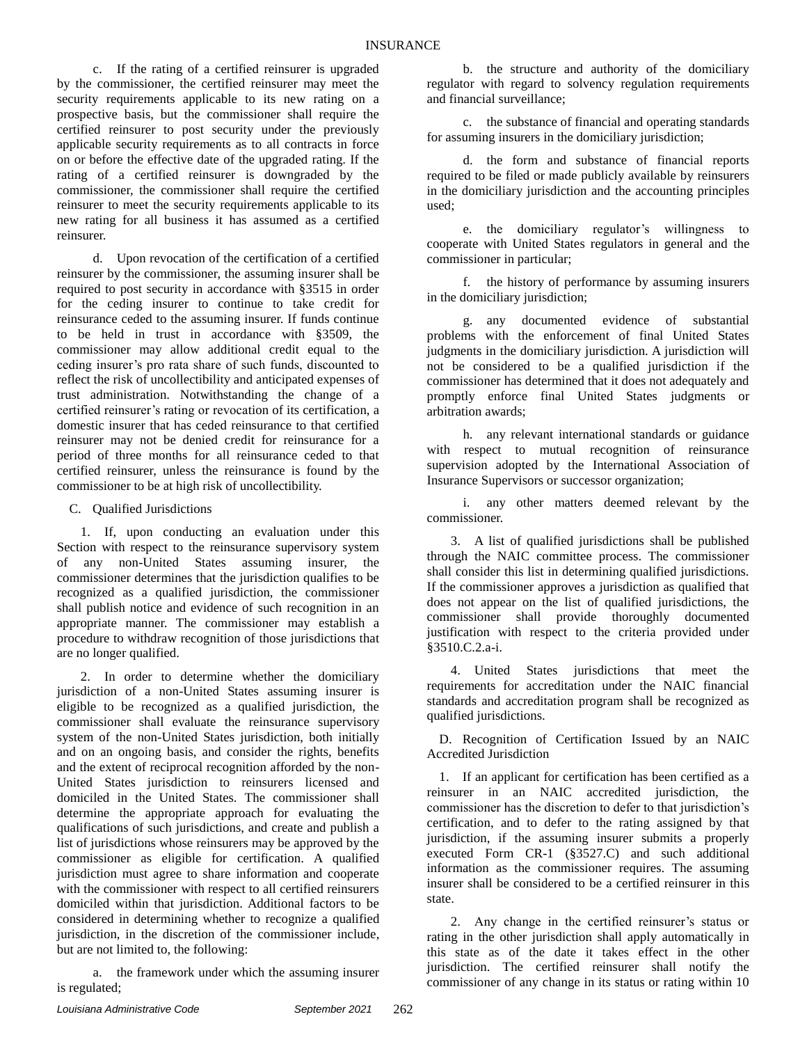c. If the rating of a certified reinsurer is upgraded by the commissioner, the certified reinsurer may meet the security requirements applicable to its new rating on a prospective basis, but the commissioner shall require the certified reinsurer to post security under the previously applicable security requirements as to all contracts in force on or before the effective date of the upgraded rating. If the rating of a certified reinsurer is downgraded by the commissioner, the commissioner shall require the certified reinsurer to meet the security requirements applicable to its new rating for all business it has assumed as a certified reinsurer.

d. Upon revocation of the certification of a certified reinsurer by the commissioner, the assuming insurer shall be required to post security in accordance with §3515 in order for the ceding insurer to continue to take credit for reinsurance ceded to the assuming insurer. If funds continue to be held in trust in accordance with §3509, the commissioner may allow additional credit equal to the ceding insurer's pro rata share of such funds, discounted to reflect the risk of uncollectibility and anticipated expenses of trust administration. Notwithstanding the change of a certified reinsurer's rating or revocation of its certification, a domestic insurer that has ceded reinsurance to that certified reinsurer may not be denied credit for reinsurance for a period of three months for all reinsurance ceded to that certified reinsurer, unless the reinsurance is found by the commissioner to be at high risk of uncollectibility.

C. Qualified Jurisdictions

1. If, upon conducting an evaluation under this Section with respect to the reinsurance supervisory system of any non-United States assuming insurer, the commissioner determines that the jurisdiction qualifies to be recognized as a qualified jurisdiction, the commissioner shall publish notice and evidence of such recognition in an appropriate manner. The commissioner may establish a procedure to withdraw recognition of those jurisdictions that are no longer qualified.

2. In order to determine whether the domiciliary jurisdiction of a non-United States assuming insurer is eligible to be recognized as a qualified jurisdiction, the commissioner shall evaluate the reinsurance supervisory system of the non-United States jurisdiction, both initially and on an ongoing basis, and consider the rights, benefits and the extent of reciprocal recognition afforded by the non-United States jurisdiction to reinsurers licensed and domiciled in the United States. The commissioner shall determine the appropriate approach for evaluating the qualifications of such jurisdictions, and create and publish a list of jurisdictions whose reinsurers may be approved by the commissioner as eligible for certification. A qualified jurisdiction must agree to share information and cooperate with the commissioner with respect to all certified reinsurers domiciled within that jurisdiction. Additional factors to be considered in determining whether to recognize a qualified jurisdiction, in the discretion of the commissioner include, but are not limited to, the following:

a. the framework under which the assuming insurer is regulated;

b. the structure and authority of the domiciliary regulator with regard to solvency regulation requirements and financial surveillance;

c. the substance of financial and operating standards for assuming insurers in the domiciliary jurisdiction;

d. the form and substance of financial reports required to be filed or made publicly available by reinsurers in the domiciliary jurisdiction and the accounting principles used;

e. the domiciliary regulator's willingness to cooperate with United States regulators in general and the commissioner in particular;

f. the history of performance by assuming insurers in the domiciliary jurisdiction;

g. any documented evidence of substantial problems with the enforcement of final United States judgments in the domiciliary jurisdiction. A jurisdiction will not be considered to be a qualified jurisdiction if the commissioner has determined that it does not adequately and promptly enforce final United States judgments or arbitration awards;

h. any relevant international standards or guidance with respect to mutual recognition of reinsurance supervision adopted by the International Association of Insurance Supervisors or successor organization;

i. any other matters deemed relevant by the commissioner.

3. A list of qualified jurisdictions shall be published through the NAIC committee process. The commissioner shall consider this list in determining qualified jurisdictions. If the commissioner approves a jurisdiction as qualified that does not appear on the list of qualified jurisdictions, the commissioner shall provide thoroughly documented justification with respect to the criteria provided under §3510.C.2.a-i.

4. United States jurisdictions that meet the requirements for accreditation under the NAIC financial standards and accreditation program shall be recognized as qualified jurisdictions.

D. Recognition of Certification Issued by an NAIC Accredited Jurisdiction

1. If an applicant for certification has been certified as a reinsurer in an NAIC accredited jurisdiction, the commissioner has the discretion to defer to that jurisdiction's certification, and to defer to the rating assigned by that jurisdiction, if the assuming insurer submits a properly executed Form CR-1 (§3527.C) and such additional information as the commissioner requires. The assuming insurer shall be considered to be a certified reinsurer in this state.

2. Any change in the certified reinsurer's status or rating in the other jurisdiction shall apply automatically in this state as of the date it takes effect in the other jurisdiction. The certified reinsurer shall notify the commissioner of any change in its status or rating within 10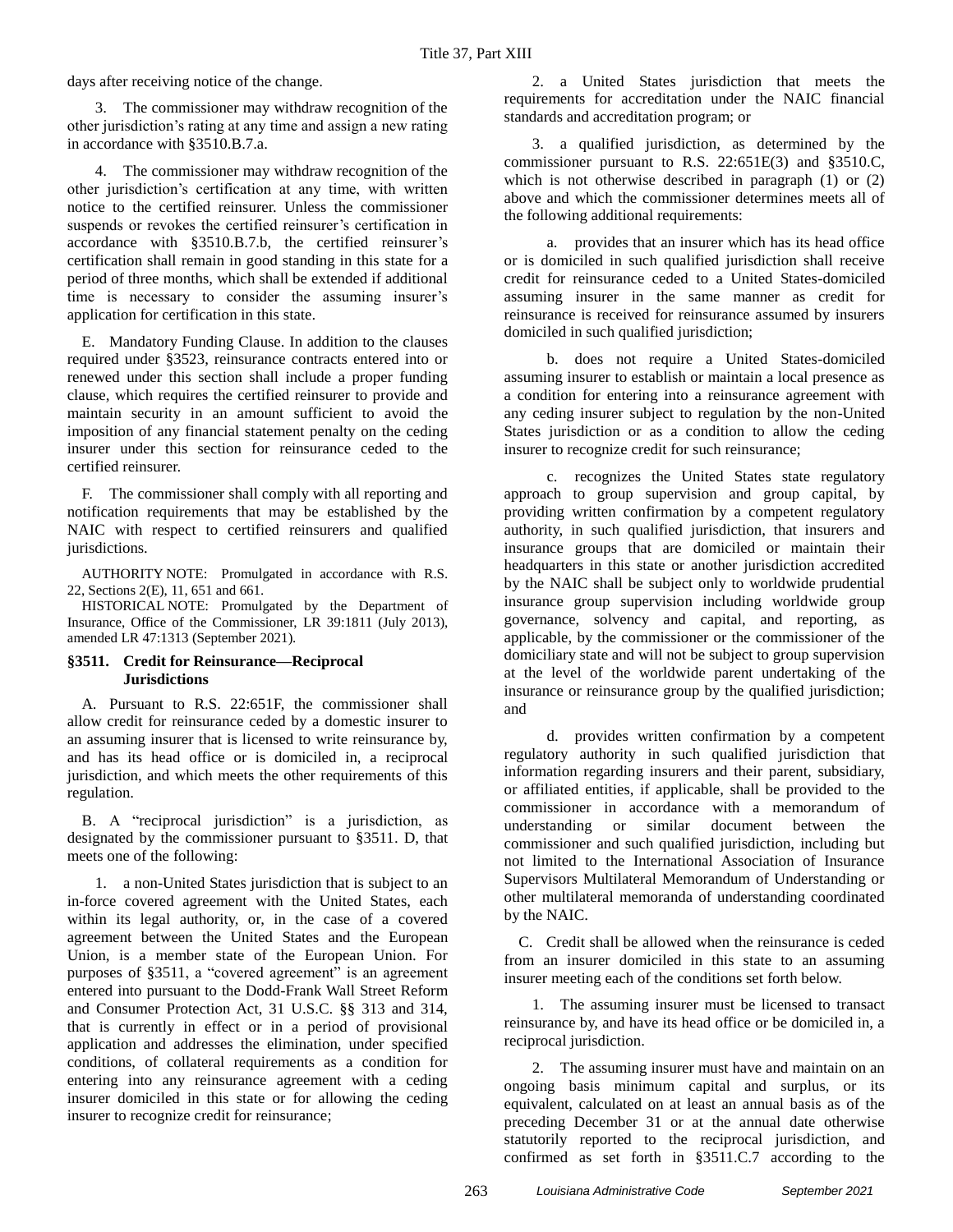days after receiving notice of the change.

3. The commissioner may withdraw recognition of the other jurisdiction's rating at any time and assign a new rating in accordance with §3510.B.7.a.

4. The commissioner may withdraw recognition of the other jurisdiction's certification at any time, with written notice to the certified reinsurer. Unless the commissioner suspends or revokes the certified reinsurer's certification in accordance with §3510.B.7.b, the certified reinsurer's certification shall remain in good standing in this state for a period of three months, which shall be extended if additional time is necessary to consider the assuming insurer's application for certification in this state.

E. Mandatory Funding Clause. In addition to the clauses required under §3523, reinsurance contracts entered into or renewed under this section shall include a proper funding clause, which requires the certified reinsurer to provide and maintain security in an amount sufficient to avoid the imposition of any financial statement penalty on the ceding insurer under this section for reinsurance ceded to the certified reinsurer.

F. The commissioner shall comply with all reporting and notification requirements that may be established by the NAIC with respect to certified reinsurers and qualified jurisdictions.

AUTHORITY NOTE: Promulgated in accordance with R.S. 22, Sections 2(E), 11, 651 and 661.

HISTORICAL NOTE: Promulgated by the Department of Insurance, Office of the Commissioner, LR 39:1811 (July 2013), amended LR 47:1313 (September 2021).

### §3511. Credit for Reinsurance—Reciprocal Jurisdictions

A. Pursuant to R.S. 22:651F, the commissioner shall allow credit for reinsurance ceded by a domestic insurer to an assuming insurer that is licensed to write reinsurance by, and has its head office or is domiciled in, a reciprocal jurisdiction, and which meets the other requirements of this regulation.

B. A "reciprocal jurisdiction" is a jurisdiction, as designated by the commissioner pursuant to §3511. D, that meets one of the following:

1. a non-United States jurisdiction that is subject to an in-force covered agreement with the United States, each within its legal authority, or, in the case of a covered agreement between the United States and the European Union, is a member state of the European Union. For purposes of §3511, a "covered agreement" is an agreement entered into pursuant to the Dodd-Frank Wall Street Reform and Consumer Protection Act, 31 U.S.C. §§ 313 and 314, that is currently in effect or in a period of provisional application and addresses the elimination, under specified conditions, of collateral requirements as a condition for entering into any reinsurance agreement with a ceding insurer domiciled in this state or for allowing the ceding insurer to recognize credit for reinsurance;

2. a United States jurisdiction that meets the requirements for accreditation under the NAIC financial standards and accreditation program; or

3. a qualified jurisdiction, as determined by the commissioner pursuant to R.S. 22:651E(3) and §3510.C, which is not otherwise described in paragraph (1) or (2) above and which the commissioner determines meets all of the following additional requirements:

a. provides that an insurer which has its head office or is domiciled in such qualified jurisdiction shall receive credit for reinsurance ceded to a United States-domiciled assuming insurer in the same manner as credit for reinsurance is received for reinsurance assumed by insurers domiciled in such qualified jurisdiction;

b. does not require a United States-domiciled assuming insurer to establish or maintain a local presence as a condition for entering into a reinsurance agreement with any ceding insurer subject to regulation by the non-United States jurisdiction or as a condition to allow the ceding insurer to recognize credit for such reinsurance;

c. recognizes the United States state regulatory approach to group supervision and group capital, by providing written confirmation by a competent regulatory authority, in such qualified jurisdiction, that insurers and insurance groups that are domiciled or maintain their headquarters in this state or another jurisdiction accredited by the NAIC shall be subject only to worldwide prudential insurance group supervision including worldwide group governance, solvency and capital, and reporting, as applicable, by the commissioner or the commissioner of the domiciliary state and will not be subject to group supervision at the level of the worldwide parent undertaking of the insurance or reinsurance group by the qualified jurisdiction; and

d. provides written confirmation by a competent regulatory authority in such qualified jurisdiction that information regarding insurers and their parent, subsidiary, or affiliated entities, if applicable, shall be provided to the commissioner in accordance with a memorandum of understanding or similar document between the commissioner and such qualified jurisdiction, including but not limited to the International Association of Insurance Supervisors Multilateral Memorandum of Understanding or other multilateral memoranda of understanding coordinated by the NAIC.

C. Credit shall be allowed when the reinsurance is ceded from an insurer domiciled in this state to an assuming insurer meeting each of the conditions set forth below.

1. The assuming insurer must be licensed to transact reinsurance by, and have its head office or be domiciled in, a reciprocal jurisdiction.

2. The assuming insurer must have and maintain on an ongoing basis minimum capital and surplus, or its equivalent, calculated on at least an annual basis as of the preceding December 31 or at the annual date otherwise statutorily reported to the reciprocal jurisdiction, and confirmed as set forth in §3511.C.7 according to the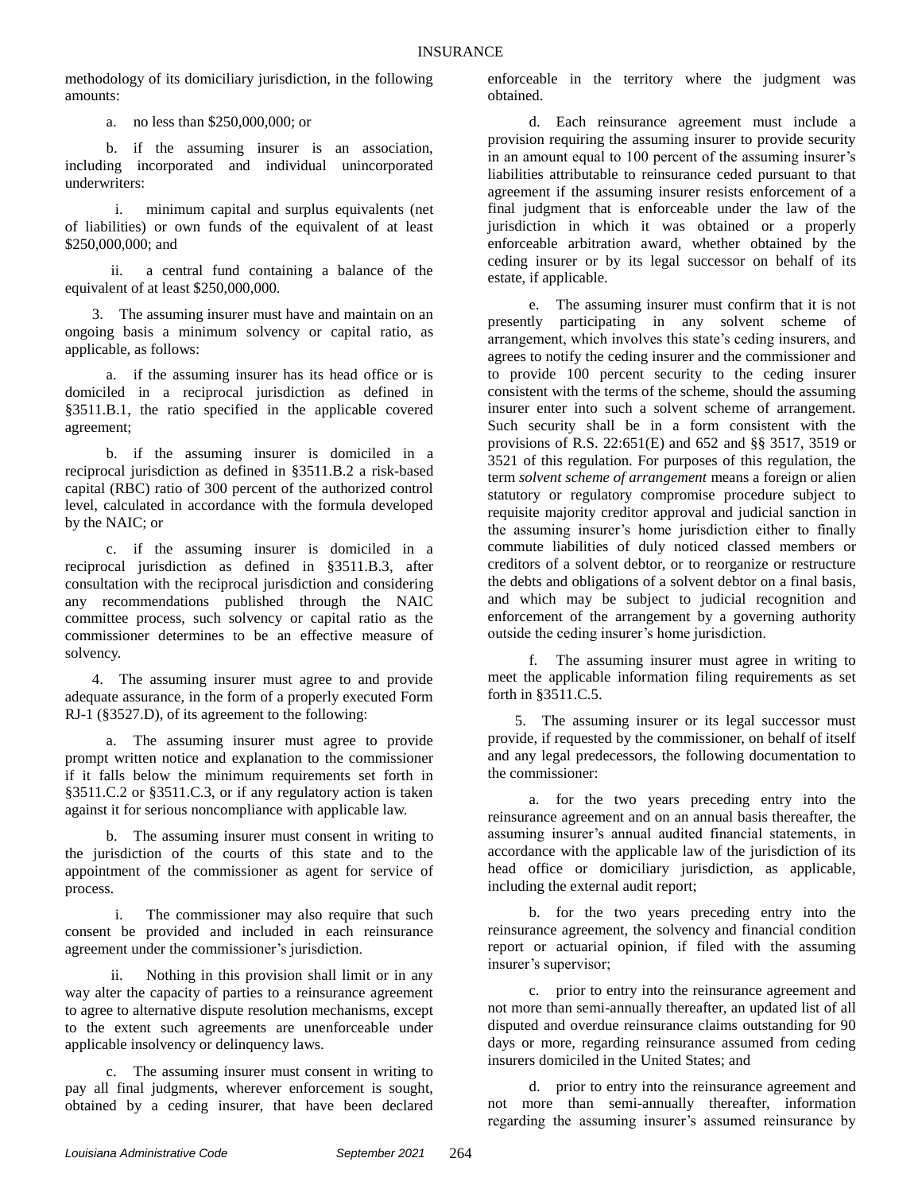methodology of its domiciliary jurisdiction, in the following amounts:

a. no less than $250,000,000; or

b. if the assuming insurer is an association, including incorporated and individual unincorporated underwriters:

i. minimum capital and surplus equivalents (net of liabilities) or own funds of the equivalent of at least $250,000,000; and

ii. a central fund containing a balance of the equivalent of at least $250,000,000.

3. The assuming insurer must have and maintain on an ongoing basis a minimum solvency or capital ratio, as applicable, as follows:

a. if the assuming insurer has its head office or is domiciled in a reciprocal jurisdiction as defined in §3511.B.1, the ratio specified in the applicable covered agreement;

b. if the assuming insurer is domiciled in a reciprocal jurisdiction as defined in §3511.B.2 a risk-based capital (RBC) ratio of 300 percent of the authorized control level, calculated in accordance with the formula developed by the NAIC; or

c. if the assuming insurer is domiciled in a reciprocal jurisdiction as defined in §3511.B.3, after consultation with the reciprocal jurisdiction and considering any recommendations published through the NAIC committee process, such solvency or capital ratio as the commissioner determines to be an effective measure of solvency.

4. The assuming insurer must agree to and provide adequate assurance, in the form of a properly executed Form RJ-1 (§3527.D), of its agreement to the following:

a. The assuming insurer must agree to provide prompt written notice and explanation to the commissioner if it falls below the minimum requirements set forth in §3511.C.2 or §3511.C.3, or if any regulatory action is taken against it for serious noncompliance with applicable law.

b. The assuming insurer must consent in writing to the jurisdiction of the courts of this state and to the appointment of the commissioner as agent for service of process.

i. The commissioner may also require that such consent be provided and included in each reinsurance agreement under the commissioner's jurisdiction.

ii. Nothing in this provision shall limit or in any way alter the capacity of parties to a reinsurance agreement to agree to alternative dispute resolution mechanisms, except to the extent such agreements are unenforceable under applicable insolvency or delinquency laws.

c. The assuming insurer must consent in writing to pay all final judgments, wherever enforcement is sought, obtained by a ceding insurer, that have been declared enforceable in the territory where the judgment was obtained.

d. Each reinsurance agreement must include a provision requiring the assuming insurer to provide security in an amount equal to 100 percent of the assuming insurer's liabilities attributable to reinsurance ceded pursuant to that agreement if the assuming insurer resists enforcement of a final judgment that is enforceable under the law of the jurisdiction in which it was obtained or a properly enforceable arbitration award, whether obtained by the ceding insurer or by its legal successor on behalf of its estate, if applicable.

e. The assuming insurer must confirm that it is not presently participating in any solvent scheme of arrangement, which involves this state's ceding insurers, and agrees to notify the ceding insurer and the commissioner and to provide 100 percent security to the ceding insurer consistent with the terms of the scheme, should the assuming insurer enter into such a solvent scheme of arrangement. Such security shall be in a form consistent with the provisions of R.S. 22:651(E) and 652 and §§ 3517, 3519 or 3521 of this regulation. For purposes of this regulation, the term *solvent scheme of arrangement* means a foreign or alien statutory or regulatory compromise procedure subject to requisite majority creditor approval and judicial sanction in the assuming insurer's home jurisdiction either to finally commute liabilities of duly noticed classed members or creditors of a solvent debtor, or to reorganize or restructure the debts and obligations of a solvent debtor on a final basis, and which may be subject to judicial recognition and enforcement of the arrangement by a governing authority outside the ceding insurer's home jurisdiction.

f. The assuming insurer must agree in writing to meet the applicable information filing requirements as set forth in §3511.C.5.

5. The assuming insurer or its legal successor must provide, if requested by the commissioner, on behalf of itself and any legal predecessors, the following documentation to the commissioner:

a. for the two years preceding entry into the reinsurance agreement and on an annual basis thereafter, the assuming insurer's annual audited financial statements, in accordance with the applicable law of the jurisdiction of its head office or domiciliary jurisdiction, as applicable, including the external audit report;

b. for the two years preceding entry into the reinsurance agreement, the solvency and financial condition report or actuarial opinion, if filed with the assuming insurer's supervisor;

c. prior to entry into the reinsurance agreement and not more than semi-annually thereafter, an updated list of all disputed and overdue reinsurance claims outstanding for 90 days or more, regarding reinsurance assumed from ceding insurers domiciled in the United States; and

d. prior to entry into the reinsurance agreement and not more than semi-annually thereafter, information regarding the assuming insurer's assumed reinsurance by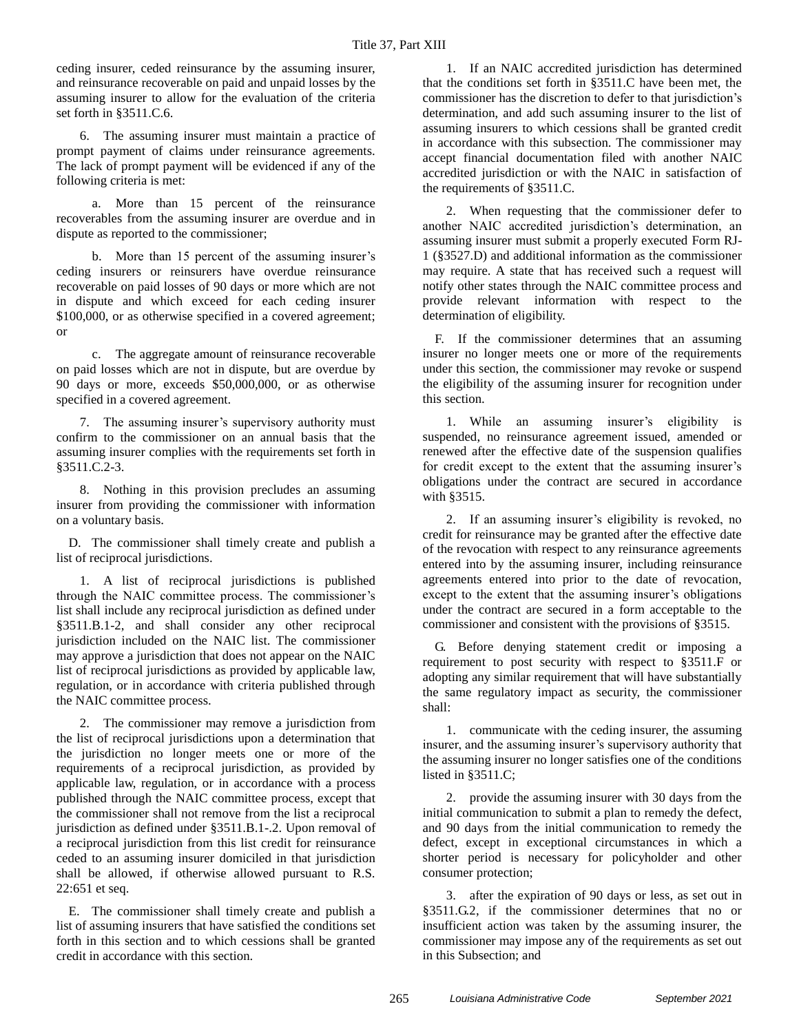ceding insurer, ceded reinsurance by the assuming insurer, and reinsurance recoverable on paid and unpaid losses by the assuming insurer to allow for the evaluation of the criteria set forth in §3511.C.6.

6. The assuming insurer must maintain a practice of prompt payment of claims under reinsurance agreements. The lack of prompt payment will be evidenced if any of the following criteria is met:

a. More than 15 percent of the reinsurance recoverables from the assuming insurer are overdue and in dispute as reported to the commissioner;

b. More than 15 percent of the assuming insurer's ceding insurers or reinsurers have overdue reinsurance recoverable on paid losses of 90 days or more which are not in dispute and which exceed for each ceding insurer $100,000, or as otherwise specified in a covered agreement; or

c. The aggregate amount of reinsurance recoverable on paid losses which are not in dispute, but are overdue by 90 days or more, exceeds $50,000,000, or as otherwise specified in a covered agreement.

7. The assuming insurer's supervisory authority must confirm to the commissioner on an annual basis that the assuming insurer complies with the requirements set forth in §3511.C.2-3.

8. Nothing in this provision precludes an assuming insurer from providing the commissioner with information on a voluntary basis.

D. The commissioner shall timely create and publish a list of reciprocal jurisdictions.

1. A list of reciprocal jurisdictions is published through the NAIC committee process. The commissioner's list shall include any reciprocal jurisdiction as defined under §3511.B.1-2, and shall consider any other reciprocal jurisdiction included on the NAIC list. The commissioner may approve a jurisdiction that does not appear on the NAIC list of reciprocal jurisdictions as provided by applicable law, regulation, or in accordance with criteria published through the NAIC committee process.

2. The commissioner may remove a jurisdiction from the list of reciprocal jurisdictions upon a determination that the jurisdiction no longer meets one or more of the requirements of a reciprocal jurisdiction, as provided by applicable law, regulation, or in accordance with a process published through the NAIC committee process, except that the commissioner shall not remove from the list a reciprocal jurisdiction as defined under §3511.B.1-.2. Upon removal of a reciprocal jurisdiction from this list credit for reinsurance ceded to an assuming insurer domiciled in that jurisdiction shall be allowed, if otherwise allowed pursuant to R.S. 22:651 et seq.

E. The commissioner shall timely create and publish a list of assuming insurers that have satisfied the conditions set forth in this section and to which cessions shall be granted credit in accordance with this section.

1. If an NAIC accredited jurisdiction has determined that the conditions set forth in §3511.C have been met, the commissioner has the discretion to defer to that jurisdiction's determination, and add such assuming insurer to the list of assuming insurers to which cessions shall be granted credit in accordance with this subsection. The commissioner may accept financial documentation filed with another NAIC accredited jurisdiction or with the NAIC in satisfaction of the requirements of §3511.C.

2. When requesting that the commissioner defer to another NAIC accredited jurisdiction's determination, an assuming insurer must submit a properly executed Form RJ-1 (§3527.D) and additional information as the commissioner may require. A state that has received such a request will notify other states through the NAIC committee process and provide relevant information with respect to the determination of eligibility.

F. If the commissioner determines that an assuming insurer no longer meets one or more of the requirements under this section, the commissioner may revoke or suspend the eligibility of the assuming insurer for recognition under this section.

1. While an assuming insurer's eligibility is suspended, no reinsurance agreement issued, amended or renewed after the effective date of the suspension qualifies for credit except to the extent that the assuming insurer's obligations under the contract are secured in accordance with §3515.

2. If an assuming insurer's eligibility is revoked, no credit for reinsurance may be granted after the effective date of the revocation with respect to any reinsurance agreements entered into by the assuming insurer, including reinsurance agreements entered into prior to the date of revocation, except to the extent that the assuming insurer's obligations under the contract are secured in a form acceptable to the commissioner and consistent with the provisions of §3515.

G. Before denying statement credit or imposing a requirement to post security with respect to §3511.F or adopting any similar requirement that will have substantially the same regulatory impact as security, the commissioner shall:

1. communicate with the ceding insurer, the assuming insurer, and the assuming insurer's supervisory authority that the assuming insurer no longer satisfies one of the conditions listed in §3511.C;

2. provide the assuming insurer with 30 days from the initial communication to submit a plan to remedy the defect, and 90 days from the initial communication to remedy the defect, except in exceptional circumstances in which a shorter period is necessary for policyholder and other consumer protection;

3. after the expiration of 90 days or less, as set out in §3511.G.2, if the commissioner determines that no or insufficient action was taken by the assuming insurer, the commissioner may impose any of the requirements as set out in this Subsection; and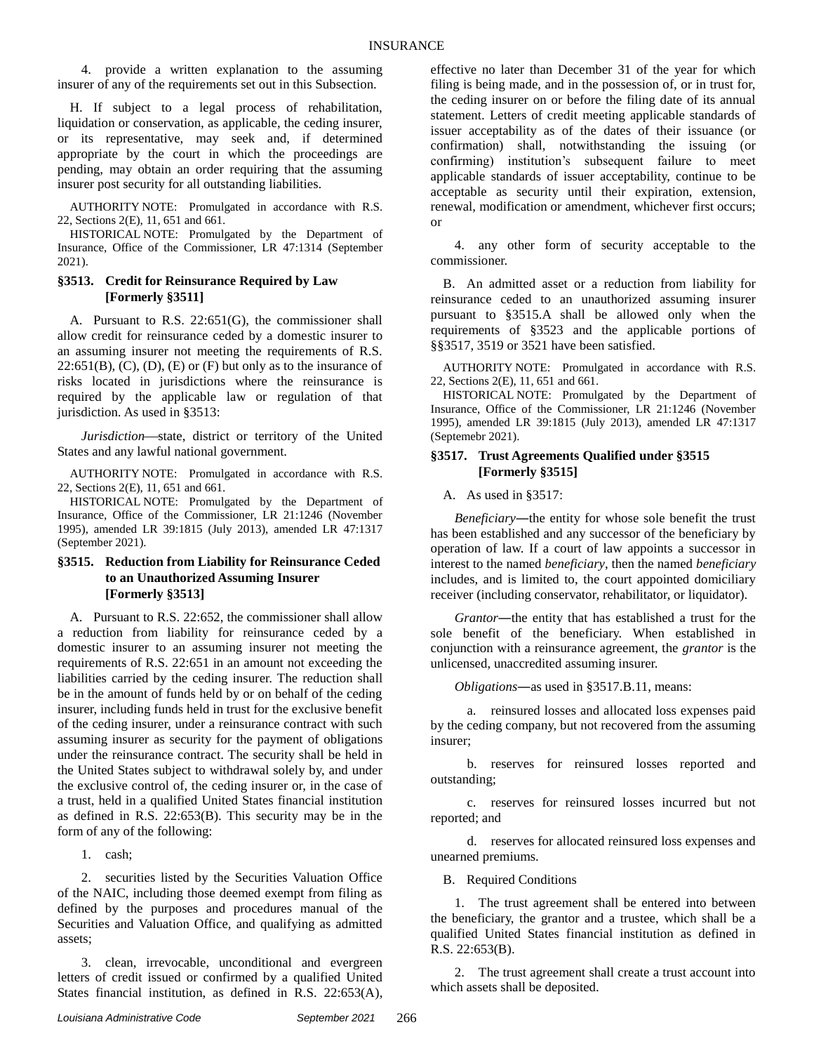4. provide a written explanation to the assuming insurer of any of the requirements set out in this Subsection.

H. If subject to a legal process of rehabilitation, liquidation or conservation, as applicable, the ceding insurer, or its representative, may seek and, if determined appropriate by the court in which the proceedings are pending, may obtain an order requiring that the assuming insurer post security for all outstanding liabilities.

AUTHORITY NOTE: Promulgated in accordance with R.S. 22, Sections 2(E), 11, 651 and 661.

HISTORICAL NOTE: Promulgated by the Department of Insurance, Office of the Commissioner, LR 47:1314 (September 2021).

### §3513. Credit for Reinsurance Required by Law [Formerly §3511]

A. Pursuant to R.S. 22:651(G), the commissioner shall allow credit for reinsurance ceded by a domestic insurer to an assuming insurer not meeting the requirements of R.S. 22:651(B), (C), (D), (E) or (F) but only as to the insurance of risks located in jurisdictions where the reinsurance is required by the applicable law or regulation of that jurisdiction. As used in §3513:

*Jurisdiction*—state, district or territory of the United States and any lawful national government.

AUTHORITY NOTE: Promulgated in accordance with R.S. 22, Sections 2(E), 11, 651 and 661.

HISTORICAL NOTE: Promulgated by the Department of Insurance, Office of the Commissioner, LR 21:1246 (November 1995), amended LR 39:1815 (July 2013), amended LR 47:1317 (September 2021).

### §3515. Reduction from Liability for Reinsurance Ceded to an Unauthorized Assuming Insurer [Formerly §3513]

A. Pursuant to R.S. 22:652, the commissioner shall allow a reduction from liability for reinsurance ceded by a domestic insurer to an assuming insurer not meeting the requirements of R.S. 22:651 in an amount not exceeding the liabilities carried by the ceding insurer. The reduction shall be in the amount of funds held by or on behalf of the ceding insurer, including funds held in trust for the exclusive benefit of the ceding insurer, under a reinsurance contract with such assuming insurer as security for the payment of obligations under the reinsurance contract. The security shall be held in the United States subject to withdrawal solely by, and under the exclusive control of, the ceding insurer or, in the case of a trust, held in a qualified United States financial institution as defined in R.S. 22:653(B). This security may be in the form of any of the following:

1. cash;

2. securities listed by the Securities Valuation Office of the NAIC, including those deemed exempt from filing as defined by the purposes and procedures manual of the Securities and Valuation Office, and qualifying as admitted assets;

3. clean, irrevocable, unconditional and evergreen letters of credit issued or confirmed by a qualified United States financial institution, as defined in R.S. 22:653(A), effective no later than December 31 of the year for which filing is being made, and in the possession of, or in trust for, the ceding insurer on or before the filing date of its annual statement. Letters of credit meeting applicable standards of issuer acceptability as of the dates of their issuance (or confirmation) shall, notwithstanding the issuing (or confirming) institution's subsequent failure to meet applicable standards of issuer acceptability, continue to be acceptable as security until their expiration, extension, renewal, modification or amendment, whichever first occurs; or

4. any other form of security acceptable to the commissioner.

B. An admitted asset or a reduction from liability for reinsurance ceded to an unauthorized assuming insurer pursuant to §3515.A shall be allowed only when the requirements of §3523 and the applicable portions of §§3517, 3519 or 3521 have been satisfied.

AUTHORITY NOTE: Promulgated in accordance with R.S. 22, Sections 2(E), 11, 651 and 661.

HISTORICAL NOTE: Promulgated by the Department of Insurance, Office of the Commissioner, LR 21:1246 (November 1995), amended LR 39:1815 (July 2013), amended LR 47:1317 (Septemebr 2021).

### §3517. Trust Agreements Qualified under §3515 [Formerly §3515]

A. As used in §3517:

*Beneficiary*—the entity for whose sole benefit the trust has been established and any successor of the beneficiary by operation of law. If a court of law appoints a successor in interest to the named *beneficiary*, then the named *beneficiary* includes, and is limited to, the court appointed domiciliary receiver (including conservator, rehabilitator, or liquidator).

*Grantor*—the entity that has established a trust for the sole benefit of the beneficiary. When established in conjunction with a reinsurance agreement, the *grantor* is the unlicensed, unaccredited assuming insurer.

*Obligations*—as used in §3517.B.11, means:

a. reinsured losses and allocated loss expenses paid by the ceding company, but not recovered from the assuming insurer;

b. reserves for reinsured losses reported and outstanding;

c. reserves for reinsured losses incurred but not reported; and

d. reserves for allocated reinsured loss expenses and unearned premiums.

B. Required Conditions

1. The trust agreement shall be entered into between the beneficiary, the grantor and a trustee, which shall be a qualified United States financial institution as defined in R.S. 22:653(B).

2. The trust agreement shall create a trust account into which assets shall be deposited.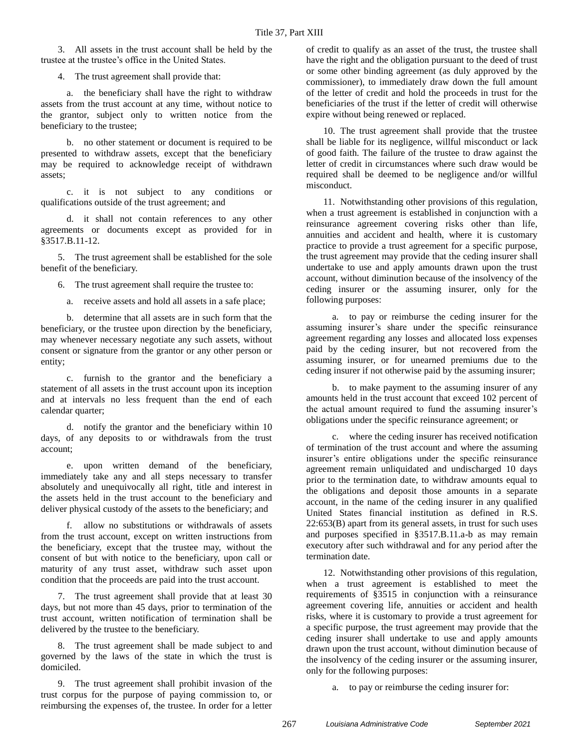3. All assets in the trust account shall be held by the trustee at the trustee's office in the United States.

4. The trust agreement shall provide that:

a. the beneficiary shall have the right to withdraw assets from the trust account at any time, without notice to the grantor, subject only to written notice from the beneficiary to the trustee;

b. no other statement or document is required to be presented to withdraw assets, except that the beneficiary may be required to acknowledge receipt of withdrawn assets;

c. it is not subject to any conditions or qualifications outside of the trust agreement; and

d. it shall not contain references to any other agreements or documents except as provided for in §3517.B.11-12.

5. The trust agreement shall be established for the sole benefit of the beneficiary.

6. The trust agreement shall require the trustee to:

a. receive assets and hold all assets in a safe place;

b. determine that all assets are in such form that the beneficiary, or the trustee upon direction by the beneficiary, may whenever necessary negotiate any such assets, without consent or signature from the grantor or any other person or entity;

c. furnish to the grantor and the beneficiary a statement of all assets in the trust account upon its inception and at intervals no less frequent than the end of each calendar quarter;

d. notify the grantor and the beneficiary within 10 days, of any deposits to or withdrawals from the trust account;

e. upon written demand of the beneficiary, immediately take any and all steps necessary to transfer absolutely and unequivocally all right, title and interest in the assets held in the trust account to the beneficiary and deliver physical custody of the assets to the beneficiary; and

f. allow no substitutions or withdrawals of assets from the trust account, except on written instructions from the beneficiary, except that the trustee may, without the consent of but with notice to the beneficiary, upon call or maturity of any trust asset, withdraw such asset upon condition that the proceeds are paid into the trust account.

7. The trust agreement shall provide that at least 30 days, but not more than 45 days, prior to termination of the trust account, written notification of termination shall be delivered by the trustee to the beneficiary.

8. The trust agreement shall be made subject to and governed by the laws of the state in which the trust is domiciled.

9. The trust agreement shall prohibit invasion of the trust corpus for the purpose of paying commission to, or reimbursing the expenses of, the trustee. In order for a letter of credit to qualify as an asset of the trust, the trustee shall have the right and the obligation pursuant to the deed of trust or some other binding agreement (as duly approved by the commissioner), to immediately draw down the full amount of the letter of credit and hold the proceeds in trust for the beneficiaries of the trust if the letter of credit will otherwise expire without being renewed or replaced.

10. The trust agreement shall provide that the trustee shall be liable for its negligence, willful misconduct or lack of good faith. The failure of the trustee to draw against the letter of credit in circumstances where such draw would be required shall be deemed to be negligence and/or willful misconduct.

11. Notwithstanding other provisions of this regulation, when a trust agreement is established in conjunction with a reinsurance agreement covering risks other than life, annuities and accident and health, where it is customary practice to provide a trust agreement for a specific purpose, the trust agreement may provide that the ceding insurer shall undertake to use and apply amounts drawn upon the trust account, without diminution because of the insolvency of the ceding insurer or the assuming insurer, only for the following purposes:

a. to pay or reimburse the ceding insurer for the assuming insurer's share under the specific reinsurance agreement regarding any losses and allocated loss expenses paid by the ceding insurer, but not recovered from the assuming insurer, or for unearned premiums due to the ceding insurer if not otherwise paid by the assuming insurer;

b. to make payment to the assuming insurer of any amounts held in the trust account that exceed 102 percent of the actual amount required to fund the assuming insurer's obligations under the specific reinsurance agreement; or

c. where the ceding insurer has received notification of termination of the trust account and where the assuming insurer's entire obligations under the specific reinsurance agreement remain unliquidated and undischarged 10 days prior to the termination date, to withdraw amounts equal to the obligations and deposit those amounts in a separate account, in the name of the ceding insurer in any qualified United States financial institution as defined in R.S. 22:653(B) apart from its general assets, in trust for such uses and purposes specified in §3517.B.11.a-b as may remain executory after such withdrawal and for any period after the termination date.

12. Notwithstanding other provisions of this regulation, when a trust agreement is established to meet the requirements of §3515 in conjunction with a reinsurance agreement covering life, annuities or accident and health risks, where it is customary to provide a trust agreement for a specific purpose, the trust agreement may provide that the ceding insurer shall undertake to use and apply amounts drawn upon the trust account, without diminution because of the insolvency of the ceding insurer or the assuming insurer, only for the following purposes:

a. to pay or reimburse the ceding insurer for: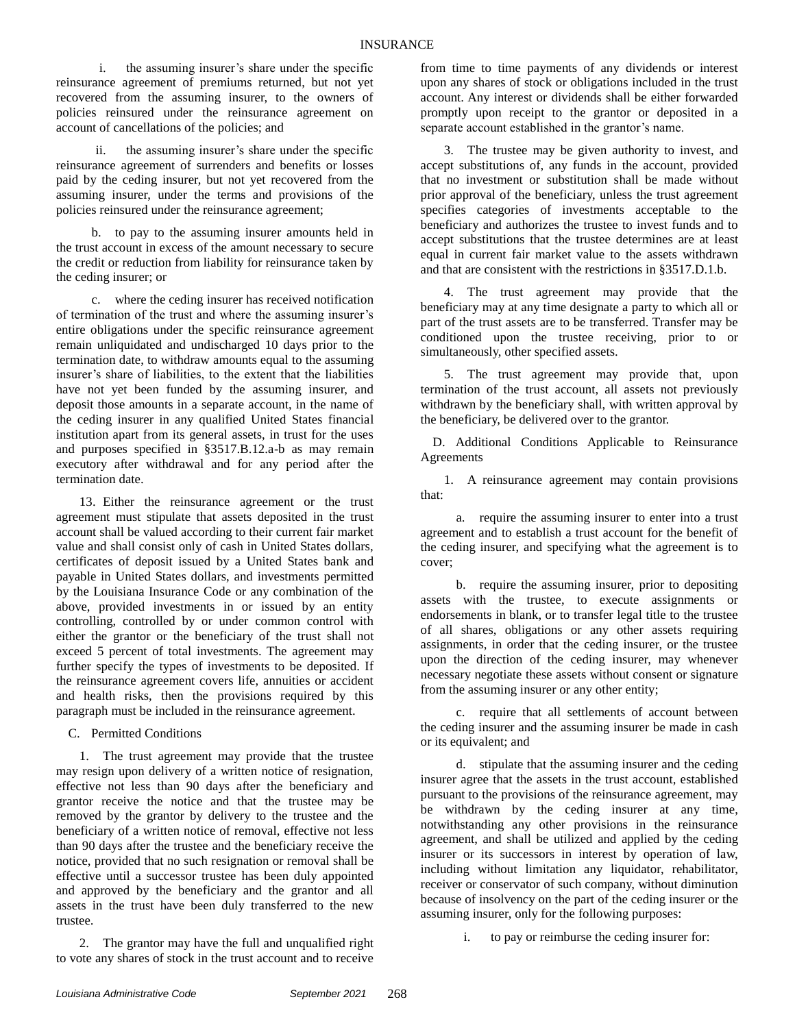i. the assuming insurer's share under the specific reinsurance agreement of premiums returned, but not yet recovered from the assuming insurer, to the owners of policies reinsured under the reinsurance agreement on account of cancellations of the policies; and

ii. the assuming insurer's share under the specific reinsurance agreement of surrenders and benefits or losses paid by the ceding insurer, but not yet recovered from the assuming insurer, under the terms and provisions of the policies reinsured under the reinsurance agreement;

b. to pay to the assuming insurer amounts held in the trust account in excess of the amount necessary to secure the credit or reduction from liability for reinsurance taken by the ceding insurer; or

c. where the ceding insurer has received notification of termination of the trust and where the assuming insurer's entire obligations under the specific reinsurance agreement remain unliquidated and undischarged 10 days prior to the termination date, to withdraw amounts equal to the assuming insurer's share of liabilities, to the extent that the liabilities have not yet been funded by the assuming insurer, and deposit those amounts in a separate account, in the name of the ceding insurer in any qualified United States financial institution apart from its general assets, in trust for the uses and purposes specified in §3517.B.12.a-b as may remain executory after withdrawal and for any period after the termination date.

13. Either the reinsurance agreement or the trust agreement must stipulate that assets deposited in the trust account shall be valued according to their current fair market value and shall consist only of cash in United States dollars, certificates of deposit issued by a United States bank and payable in United States dollars, and investments permitted by the Louisiana Insurance Code or any combination of the above, provided investments in or issued by an entity controlling, controlled by or under common control with either the grantor or the beneficiary of the trust shall not exceed 5 percent of total investments. The agreement may further specify the types of investments to be deposited. If the reinsurance agreement covers life, annuities or accident and health risks, then the provisions required by this paragraph must be included in the reinsurance agreement.

C. Permitted Conditions

1. The trust agreement may provide that the trustee may resign upon delivery of a written notice of resignation, effective not less than 90 days after the beneficiary and grantor receive the notice and that the trustee may be removed by the grantor by delivery to the trustee and the beneficiary of a written notice of removal, effective not less than 90 days after the trustee and the beneficiary receive the notice, provided that no such resignation or removal shall be effective until a successor trustee has been duly appointed and approved by the beneficiary and the grantor and all assets in the trust have been duly transferred to the new trustee.

2. The grantor may have the full and unqualified right to vote any shares of stock in the trust account and to receive from time to time payments of any dividends or interest upon any shares of stock or obligations included in the trust account. Any interest or dividends shall be either forwarded promptly upon receipt to the grantor or deposited in a separate account established in the grantor's name.

3. The trustee may be given authority to invest, and accept substitutions of, any funds in the account, provided that no investment or substitution shall be made without prior approval of the beneficiary, unless the trust agreement specifies categories of investments acceptable to the beneficiary and authorizes the trustee to invest funds and to accept substitutions that the trustee determines are at least equal in current fair market value to the assets withdrawn and that are consistent with the restrictions in §3517.D.1.b.

4. The trust agreement may provide that the beneficiary may at any time designate a party to which all or part of the trust assets are to be transferred. Transfer may be conditioned upon the trustee receiving, prior to or simultaneously, other specified assets.

5. The trust agreement may provide that, upon termination of the trust account, all assets not previously withdrawn by the beneficiary shall, with written approval by the beneficiary, be delivered over to the grantor.

D. Additional Conditions Applicable to Reinsurance Agreements

1. A reinsurance agreement may contain provisions that:

a. require the assuming insurer to enter into a trust agreement and to establish a trust account for the benefit of the ceding insurer, and specifying what the agreement is to cover;

b. require the assuming insurer, prior to depositing assets with the trustee, to execute assignments or endorsements in blank, or to transfer legal title to the trustee of all shares, obligations or any other assets requiring assignments, in order that the ceding insurer, or the trustee upon the direction of the ceding insurer, may whenever necessary negotiate these assets without consent or signature from the assuming insurer or any other entity;

c. require that all settlements of account between the ceding insurer and the assuming insurer be made in cash or its equivalent; and

d. stipulate that the assuming insurer and the ceding insurer agree that the assets in the trust account, established pursuant to the provisions of the reinsurance agreement, may be withdrawn by the ceding insurer at any time, notwithstanding any other provisions in the reinsurance agreement, and shall be utilized and applied by the ceding insurer or its successors in interest by operation of law, including without limitation any liquidator, rehabilitator, receiver or conservator of such company, without diminution because of insolvency on the part of the ceding insurer or the assuming insurer, only for the following purposes:

i. to pay or reimburse the ceding insurer for: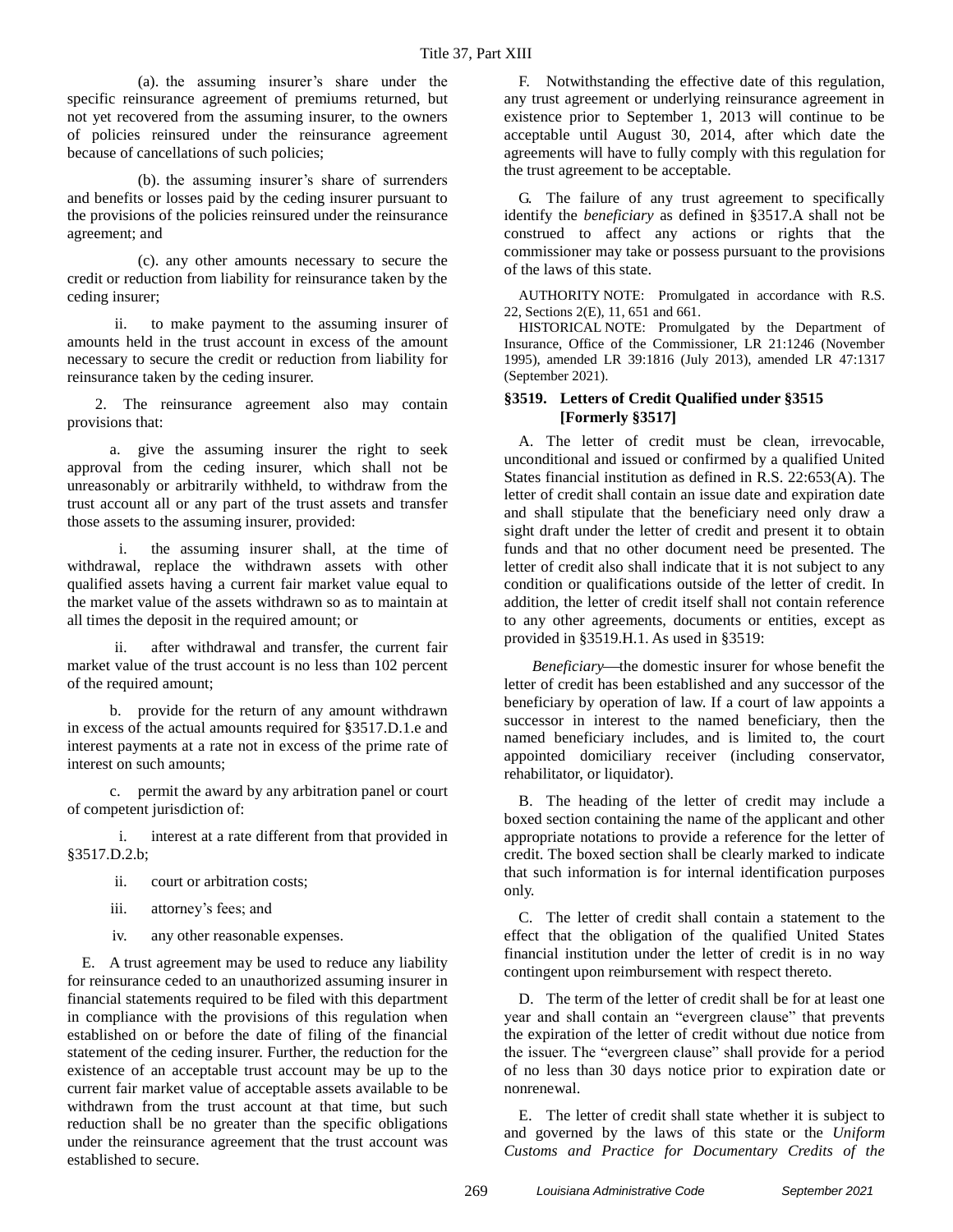(a). the assuming insurer's share under the specific reinsurance agreement of premiums returned, but not yet recovered from the assuming insurer, to the owners of policies reinsured under the reinsurance agreement because of cancellations of such policies;

(b). the assuming insurer's share of surrenders and benefits or losses paid by the ceding insurer pursuant to the provisions of the policies reinsured under the reinsurance agreement; and

(c). any other amounts necessary to secure the credit or reduction from liability for reinsurance taken by the ceding insurer;

ii. to make payment to the assuming insurer of amounts held in the trust account in excess of the amount necessary to secure the credit or reduction from liability for reinsurance taken by the ceding insurer.

2. The reinsurance agreement also may contain provisions that:

a. give the assuming insurer the right to seek approval from the ceding insurer, which shall not be unreasonably or arbitrarily withheld, to withdraw from the trust account all or any part of the trust assets and transfer those assets to the assuming insurer, provided:

i. the assuming insurer shall, at the time of withdrawal, replace the withdrawn assets with other qualified assets having a current fair market value equal to the market value of the assets withdrawn so as to maintain at all times the deposit in the required amount; or

ii. after withdrawal and transfer, the current fair market value of the trust account is no less than 102 percent of the required amount;

b. provide for the return of any amount withdrawn in excess of the actual amounts required for §3517.D.1.e and interest payments at a rate not in excess of the prime rate of interest on such amounts;

c. permit the award by any arbitration panel or court of competent jurisdiction of:

i. interest at a rate different from that provided in §3517.D.2.b;

ii. court or arbitration costs;

iii. attorney's fees; and

iv. any other reasonable expenses.

E. A trust agreement may be used to reduce any liability for reinsurance ceded to an unauthorized assuming insurer in financial statements required to be filed with this department in compliance with the provisions of this regulation when established on or before the date of filing of the financial statement of the ceding insurer. Further, the reduction for the existence of an acceptable trust account may be up to the current fair market value of acceptable assets available to be withdrawn from the trust account at that time, but such reduction shall be no greater than the specific obligations under the reinsurance agreement that the trust account was established to secure.

F. Notwithstanding the effective date of this regulation, any trust agreement or underlying reinsurance agreement in existence prior to September 1, 2013 will continue to be acceptable until August 30, 2014, after which date the agreements will have to fully comply with this regulation for the trust agreement to be acceptable.

G. The failure of any trust agreement to specifically identify the *beneficiary* as defined in §3517.A shall not be construed to affect any actions or rights that the commissioner may take or possess pursuant to the provisions of the laws of this state.

AUTHORITY NOTE: Promulgated in accordance with R.S. 22, Sections 2(E), 11, 651 and 661.

HISTORICAL NOTE: Promulgated by the Department of Insurance, Office of the Commissioner, LR 21:1246 (November 1995), amended LR 39:1816 (July 2013), amended LR 47:1317 (September 2021).

### §3519. Letters of Credit Qualified under §3515 [Formerly §3517]

A. The letter of credit must be clean, irrevocable, unconditional and issued or confirmed by a qualified United States financial institution as defined in R.S. 22:653(A). The letter of credit shall contain an issue date and expiration date and shall stipulate that the beneficiary need only draw a sight draft under the letter of credit and present it to obtain funds and that no other document need be presented. The letter of credit also shall indicate that it is not subject to any condition or qualifications outside of the letter of credit. In addition, the letter of credit itself shall not contain reference to any other agreements, documents or entities, except as provided in §3519.H.1. As used in §3519:

*Beneficiary*—the domestic insurer for whose benefit the letter of credit has been established and any successor of the beneficiary by operation of law. If a court of law appoints a successor in interest to the named beneficiary, then the named beneficiary includes, and is limited to, the court appointed domiciliary receiver (including conservator, rehabilitator, or liquidator).

B. The heading of the letter of credit may include a boxed section containing the name of the applicant and other appropriate notations to provide a reference for the letter of credit. The boxed section shall be clearly marked to indicate that such information is for internal identification purposes only.

C. The letter of credit shall contain a statement to the effect that the obligation of the qualified United States financial institution under the letter of credit is in no way contingent upon reimbursement with respect thereto.

D. The term of the letter of credit shall be for at least one year and shall contain an "evergreen clause" that prevents the expiration of the letter of credit without due notice from the issuer. The "evergreen clause" shall provide for a period of no less than 30 days notice prior to expiration date or nonrenewal.

E. The letter of credit shall state whether it is subject to and governed by the laws of this state or the *Uniform Customs and Practice for Documentary Credits of the*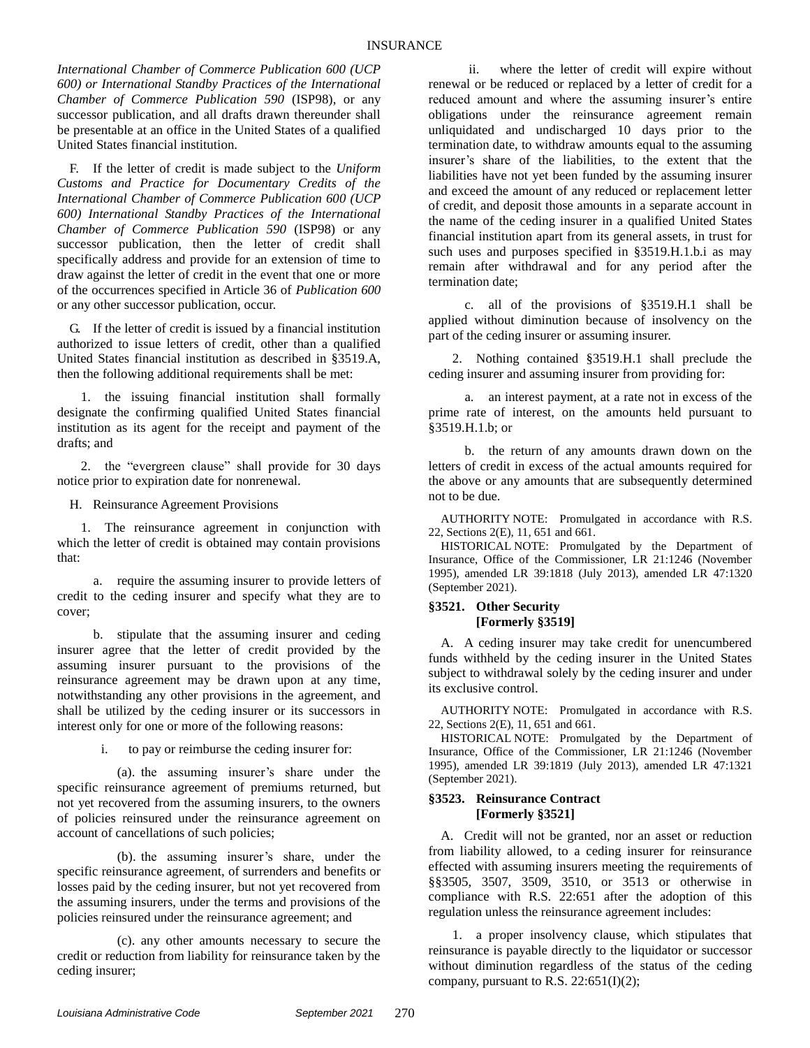*International Chamber of Commerce Publication 600 (UCP 600) or International Standby Practices of the International Chamber of Commerce Publication 590* (ISP98), or any successor publication, and all drafts drawn thereunder shall be presentable at an office in the United States of a qualified United States financial institution.

F. If the letter of credit is made subject to the *Uniform Customs and Practice for Documentary Credits of the International Chamber of Commerce Publication 600 (UCP 600) International Standby Practices of the International Chamber of Commerce Publication 590* (ISP98) or any successor publication, then the letter of credit shall specifically address and provide for an extension of time to draw against the letter of credit in the event that one or more of the occurrences specified in Article 36 of *Publication 600* or any other successor publication, occur.

G. If the letter of credit is issued by a financial institution authorized to issue letters of credit, other than a qualified United States financial institution as described in §3519.A, then the following additional requirements shall be met:

1. the issuing financial institution shall formally designate the confirming qualified United States financial institution as its agent for the receipt and payment of the drafts; and

2. the "evergreen clause" shall provide for 30 days notice prior to expiration date for nonrenewal.

H. Reinsurance Agreement Provisions

1. The reinsurance agreement in conjunction with which the letter of credit is obtained may contain provisions that:

a. require the assuming insurer to provide letters of credit to the ceding insurer and specify what they are to cover;

b. stipulate that the assuming insurer and ceding insurer agree that the letter of credit provided by the assuming insurer pursuant to the provisions of the reinsurance agreement may be drawn upon at any time, notwithstanding any other provisions in the agreement, and shall be utilized by the ceding insurer or its successors in interest only for one or more of the following reasons:

i. to pay or reimburse the ceding insurer for:

(a). the assuming insurer's share under the specific reinsurance agreement of premiums returned, but not yet recovered from the assuming insurers, to the owners of policies reinsured under the reinsurance agreement on account of cancellations of such policies;

(b). the assuming insurer's share, under the specific reinsurance agreement, of surrenders and benefits or losses paid by the ceding insurer, but not yet recovered from the assuming insurers, under the terms and provisions of the policies reinsured under the reinsurance agreement; and

(c). any other amounts necessary to secure the credit or reduction from liability for reinsurance taken by the ceding insurer;

ii. where the letter of credit will expire without renewal or be reduced or replaced by a letter of credit for a reduced amount and where the assuming insurer's entire obligations under the reinsurance agreement remain unliquidated and undischarged 10 days prior to the termination date, to withdraw amounts equal to the assuming insurer's share of the liabilities, to the extent that the liabilities have not yet been funded by the assuming insurer and exceed the amount of any reduced or replacement letter of credit, and deposit those amounts in a separate account in the name of the ceding insurer in a qualified United States financial institution apart from its general assets, in trust for such uses and purposes specified in §3519.H.1.b.i as may remain after withdrawal and for any period after the termination date;

c. all of the provisions of §3519.H.1 shall be applied without diminution because of insolvency on the part of the ceding insurer or assuming insurer.

2. Nothing contained §3519.H.1 shall preclude the ceding insurer and assuming insurer from providing for:

a. an interest payment, at a rate not in excess of the prime rate of interest, on the amounts held pursuant to §3519.H.1.b; or

b. the return of any amounts drawn down on the letters of credit in excess of the actual amounts required for the above or any amounts that are subsequently determined not to be due.

AUTHORITY NOTE: Promulgated in accordance with R.S. 22, Sections 2(E), 11, 651 and 661.

HISTORICAL NOTE: Promulgated by the Department of Insurance, Office of the Commissioner, LR 21:1246 (November 1995), amended LR 39:1818 (July 2013), amended LR 47:1320 (September 2021).

### §3521. Other Security [Formerly §3519]

A. A ceding insurer may take credit for unencumbered funds withheld by the ceding insurer in the United States subject to withdrawal solely by the ceding insurer and under its exclusive control.

AUTHORITY NOTE: Promulgated in accordance with R.S. 22, Sections 2(E), 11, 651 and 661.

HISTORICAL NOTE: Promulgated by the Department of Insurance, Office of the Commissioner, LR 21:1246 (November 1995), amended LR 39:1819 (July 2013), amended LR 47:1321 (September 2021).

### §3523. Reinsurance Contract [Formerly §3521]

A. Credit will not be granted, nor an asset or reduction from liability allowed, to a ceding insurer for reinsurance effected with assuming insurers meeting the requirements of §§3505, 3507, 3509, 3510, or 3513 or otherwise in compliance with R.S. 22:651 after the adoption of this regulation unless the reinsurance agreement includes:

1. a proper insolvency clause, which stipulates that reinsurance is payable directly to the liquidator or successor without diminution regardless of the status of the ceding company, pursuant to R.S. 22:651(I)(2);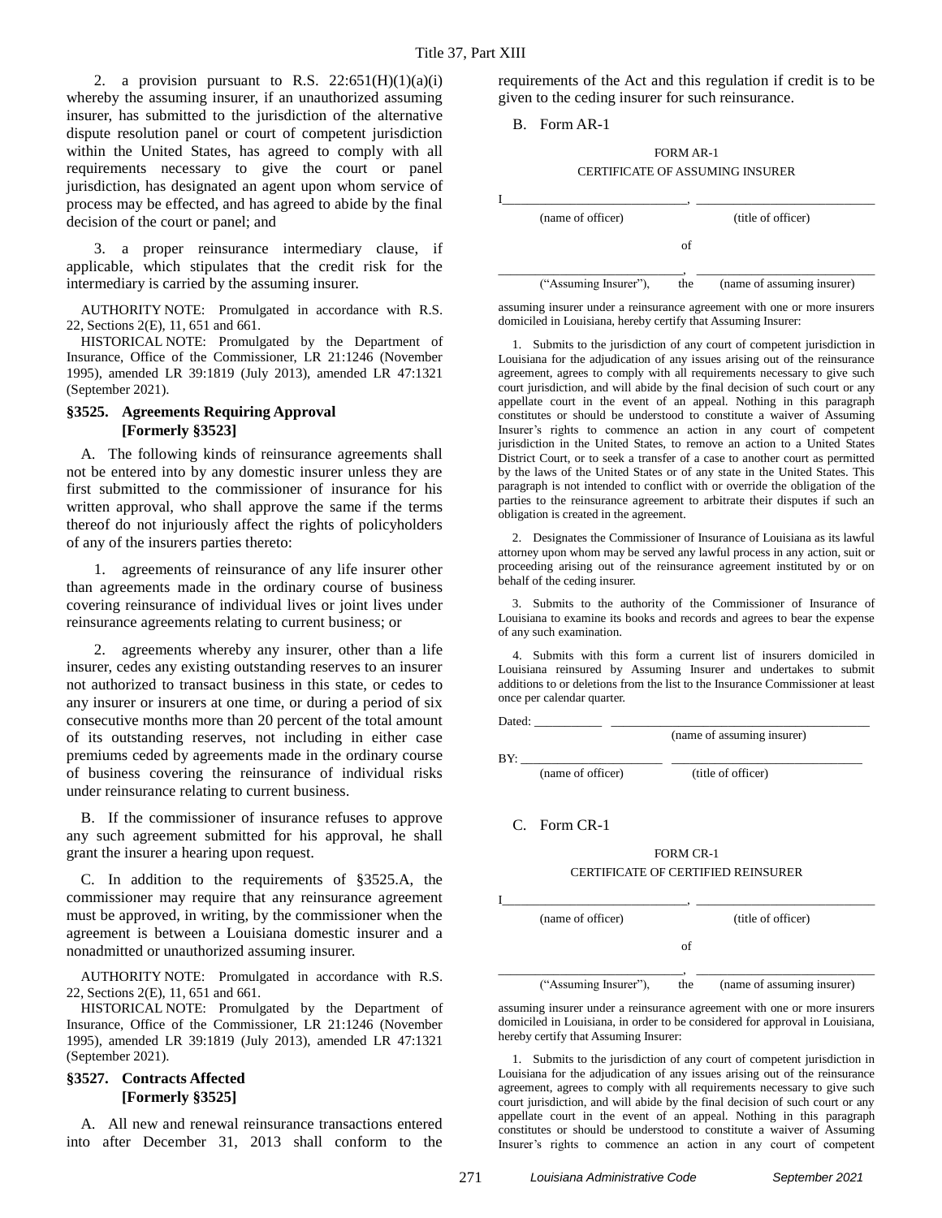2. a provision pursuant to R.S. 22:651(H)(1)(a)(i) whereby the assuming insurer, if an unauthorized assuming insurer, has submitted to the jurisdiction of the alternative dispute resolution panel or court of competent jurisdiction within the United States, has agreed to comply with all requirements necessary to give the court or panel jurisdiction, has designated an agent upon whom service of process may be effected, and has agreed to abide by the final decision of the court or panel; and

3. a proper reinsurance intermediary clause, if applicable, which stipulates that the credit risk for the intermediary is carried by the assuming insurer.

AUTHORITY NOTE: Promulgated in accordance with R.S. 22, Sections 2(E), 11, 651 and 661.

HISTORICAL NOTE: Promulgated by the Department of Insurance, Office of the Commissioner, LR 21:1246 (November 1995), amended LR 39:1819 (July 2013), amended LR 47:1321 (September 2021).

### §3525. Agreements Requiring Approval [Formerly §3523]

A. The following kinds of reinsurance agreements shall not be entered into by any domestic insurer unless they are first submitted to the commissioner of insurance for his written approval, who shall approve the same if the terms thereof do not injuriously affect the rights of policyholders of any of the insurers parties thereto:

1. agreements of reinsurance of any life insurer other than agreements made in the ordinary course of business covering reinsurance of individual lives or joint lives under reinsurance agreements relating to current business; or

2. agreements whereby any insurer, other than a life insurer, cedes any existing outstanding reserves to an insurer not authorized to transact business in this state, or cedes to any insurer or insurers at one time, or during a period of six consecutive months more than 20 percent of the total amount of its outstanding reserves, not including in either case premiums ceded by agreements made in the ordinary course of business covering the reinsurance of individual risks under reinsurance relating to current business.

B. If the commissioner of insurance refuses to approve any such agreement submitted for his approval, he shall grant the insurer a hearing upon request.

C. In addition to the requirements of §3525.A, the commissioner may require that any reinsurance agreement must be approved, in writing, by the commissioner when the agreement is between a Louisiana domestic insurer and a nonadmitted or unauthorized assuming insurer.

AUTHORITY NOTE: Promulgated in accordance with R.S. 22, Sections 2(E), 11, 651 and 661.

HISTORICAL NOTE: Promulgated by the Department of Insurance, Office of the Commissioner, LR 21:1246 (November 1995), amended LR 39:1819 (July 2013), amended LR 47:1321 (September 2021).

### §3527. Contracts Affected [Formerly §3525]

A. All new and renewal reinsurance transactions entered into after December 31, 2013 shall conform to the requirements of the Act and this regulation if credit is to be given to the ceding insurer for such reinsurance.

B. Form AR-1

FORM AR-1

CERTIFICATE OF ASSUMING INSURER

I_____________________________, _____________________________
(name of officer) (title of officer)

of

_____________________________, _____________________________
("Assuming Insurer"), the (name of assuming insurer)

assuming insurer under a reinsurance agreement with one or more insurers domiciled in Louisiana, hereby certify that Assuming Insurer:

1. Submits to the jurisdiction of any court of competent jurisdiction in Louisiana for the adjudication of any issues arising out of the reinsurance agreement, agrees to comply with all requirements necessary to give such court jurisdiction, and will abide by the final decision of such court or any appellate court in the event of an appeal. Nothing in this paragraph constitutes or should be understood to constitute a waiver of Assuming Insurer's rights to commence an action in any court of competent jurisdiction in the United States, to remove an action to a United States District Court, or to seek a transfer of a case to another court as permitted by the laws of the United States or of any state in the United States. This paragraph is not intended to conflict with or override the obligation of the parties to the reinsurance agreement to arbitrate their disputes if such an obligation is created in the agreement.

2. Designates the Commissioner of Insurance of Louisiana as its lawful attorney upon whom may be served any lawful process in any action, suit or proceeding arising out of the reinsurance agreement instituted by or on behalf of the ceding insurer.

3. Submits to the authority of the Commissioner of Insurance of Louisiana to examine its books and records and agrees to bear the expense of any such examination.

4. Submits with this form a current list of insurers domiciled in Louisiana reinsured by Assuming Insurer and undertakes to submit additions to or deletions from the list to the Insurance Commissioner at least once per calendar quarter.

Dated: ___________ _________________________________________
(name of assuming insurer)

BY: _______________________ ______________________________
(name of officer) (title of officer)

C. Form CR-1

FORM CR-1

CERTIFICATE OF CERTIFIED REINSURER

I_____________________________, _____________________________
(name of officer) (title of officer)

of

_____________________________, _____________________________
("Assuming Insurer"), the (name of assuming insurer)

assuming insurer under a reinsurance agreement with one or more insurers domiciled in Louisiana, in order to be considered for approval in Louisiana, hereby certify that Assuming Insurer:

1. Submits to the jurisdiction of any court of competent jurisdiction in Louisiana for the adjudication of any issues arising out of the reinsurance agreement, agrees to comply with all requirements necessary to give such court jurisdiction, and will abide by the final decision of such court or any appellate court in the event of an appeal. Nothing in this paragraph constitutes or should be understood to constitute a waiver of Assuming Insurer's rights to commence an action in any court of competent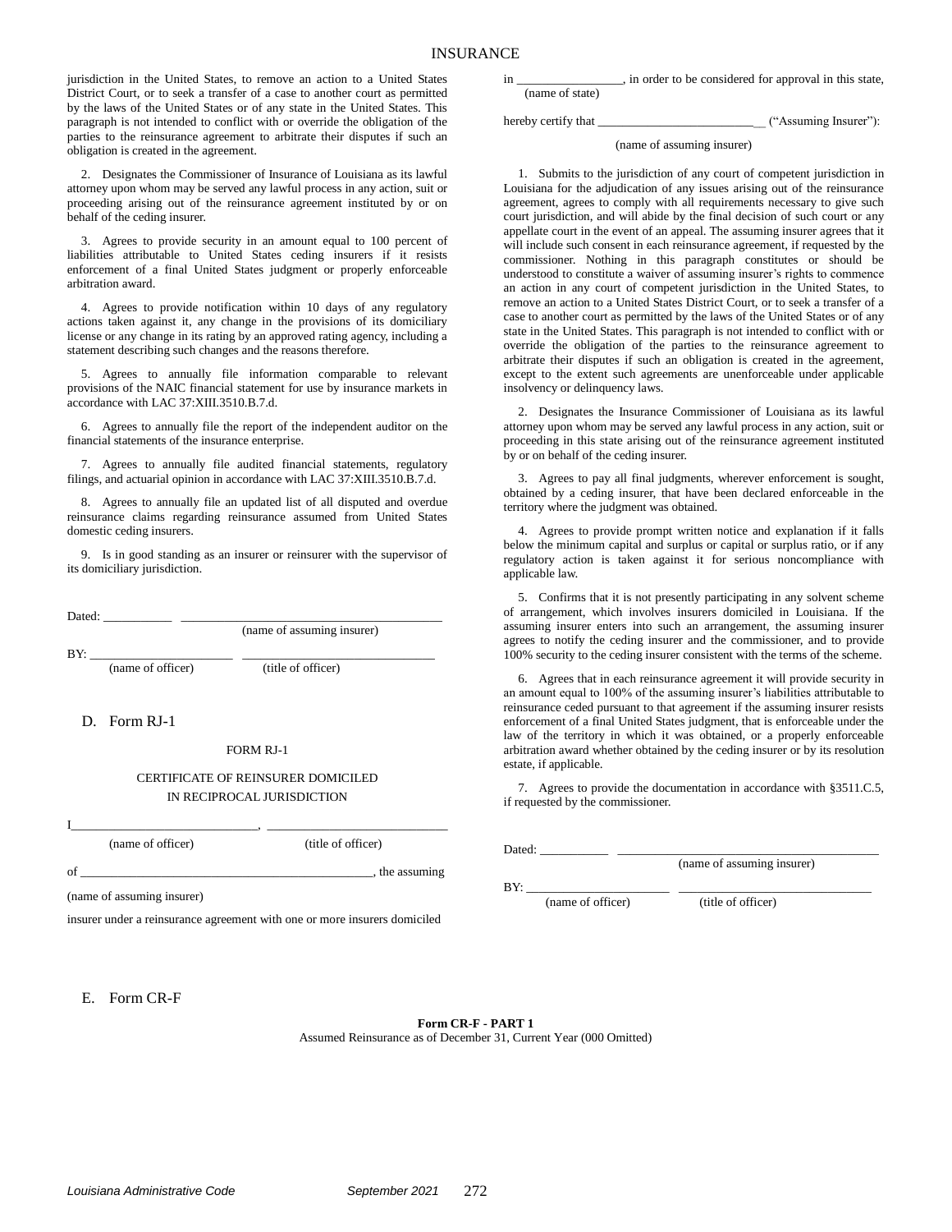jurisdiction in the United States, to remove an action to a United States District Court, or to seek a transfer of a case to another court as permitted by the laws of the United States or of any state in the United States. This paragraph is not intended to conflict with or override the obligation of the parties to the reinsurance agreement to arbitrate their disputes if such an obligation is created in the agreement.

2. Designates the Commissioner of Insurance of Louisiana as its lawful attorney upon whom may be served any lawful process in any action, suit or proceeding arising out of the reinsurance agreement instituted by or on behalf of the ceding insurer.

3. Agrees to provide security in an amount equal to 100 percent of liabilities attributable to United States ceding insurers if it resists enforcement of a final United States judgment or properly enforceable arbitration award.

4. Agrees to provide notification within 10 days of any regulatory actions taken against it, any change in the provisions of its domiciliary license or any change in its rating by an approved rating agency, including a statement describing such changes and the reasons therefore.

5. Agrees to annually file information comparable to relevant provisions of the NAIC financial statement for use by insurance markets in accordance with LAC 37:XIII.3510.B.7.d.

6. Agrees to annually file the report of the independent auditor on the financial statements of the insurance enterprise.

7. Agrees to annually file audited financial statements, regulatory filings, and actuarial opinion in accordance with LAC 37:XIII.3510.B.7.d.

8. Agrees to annually file an updated list of all disputed and overdue reinsurance claims regarding reinsurance assumed from United States domestic ceding insurers.

9. Is in good standing as an insurer or reinsurer with the supervisor of its domiciliary jurisdiction.

Dated: ___________ __________________________________________
(name of assuming insurer)

BY: _______________________ _______________________________
(name of officer) (title of officer)

D. Form RJ-1

FORM RJ-1

CERTIFICATE OF REINSURER DOMICILED
IN RECIPROCAL JURISDICTION

I______________________________, ____________________________
(name of officer) (title of officer)

of ________________________________________________, the assuming
(name of assuming insurer)

insurer under a reinsurance agreement with one or more insurers domiciled in _________________, in order to be considered for approval in this state,
(name of state)

hereby certify that __________________________ ("Assuming Insurer"):
(name of assuming insurer)

1. Submits to the jurisdiction of any court of competent jurisdiction in Louisiana for the adjudication of any issues arising out of the reinsurance agreement, agrees to comply with all requirements necessary to give such court jurisdiction, and will abide by the final decision of such court or any appellate court in the event of an appeal. The assuming insurer agrees that it will include such consent in each reinsurance agreement, if requested by the commissioner. Nothing in this paragraph constitutes or should be understood to constitute a waiver of assuming insurer's rights to commence an action in any court of competent jurisdiction in the United States, to remove an action to a United States District Court, or to seek a transfer of a case to another court as permitted by the laws of the United States or of any state in the United States. This paragraph is not intended to conflict with or override the obligation of the parties to the reinsurance agreement to arbitrate their disputes if such an obligation is created in the agreement, except to the extent such agreements are unenforceable under applicable insolvency or delinquency laws.

2. Designates the Insurance Commissioner of Louisiana as its lawful attorney upon whom may be served any lawful process in any action, suit or proceeding in this state arising out of the reinsurance agreement instituted by or on behalf of the ceding insurer.

3. Agrees to pay all final judgments, wherever enforcement is sought, obtained by a ceding insurer, that have been declared enforceable in the territory where the judgment was obtained.

4. Agrees to provide prompt written notice and explanation if it falls below the minimum capital and surplus or capital or surplus ratio, or if any regulatory action is taken against it for serious noncompliance with applicable law.

5. Confirms that it is not presently participating in any solvent scheme of arrangement, which involves insurers domiciled in Louisiana. If the assuming insurer enters into such an arrangement, the assuming insurer agrees to notify the ceding insurer and the commissioner, and to provide 100% security to the ceding insurer consistent with the terms of the scheme.

6. Agrees that in each reinsurance agreement it will provide security in an amount equal to 100% of the assuming insurer's liabilities attributable to reinsurance ceded pursuant to that agreement if the assuming insurer resists enforcement of a final United States judgment, that is enforceable under the law of the territory in which it was obtained, or a properly enforceable arbitration award whether obtained by the ceding insurer or by its resolution estate, if applicable.

7. Agrees to provide the documentation in accordance with §3511.C.5, if requested by the commissioner.

Dated: ___________ __________________________________________
(name of assuming insurer)

BY: _______________________ _______________________________
(name of officer) (title of officer)

E. Form CR-F

**Form CR-F - PART 1**
Assumed Reinsurance as of December 31, Current Year (000 Omitted)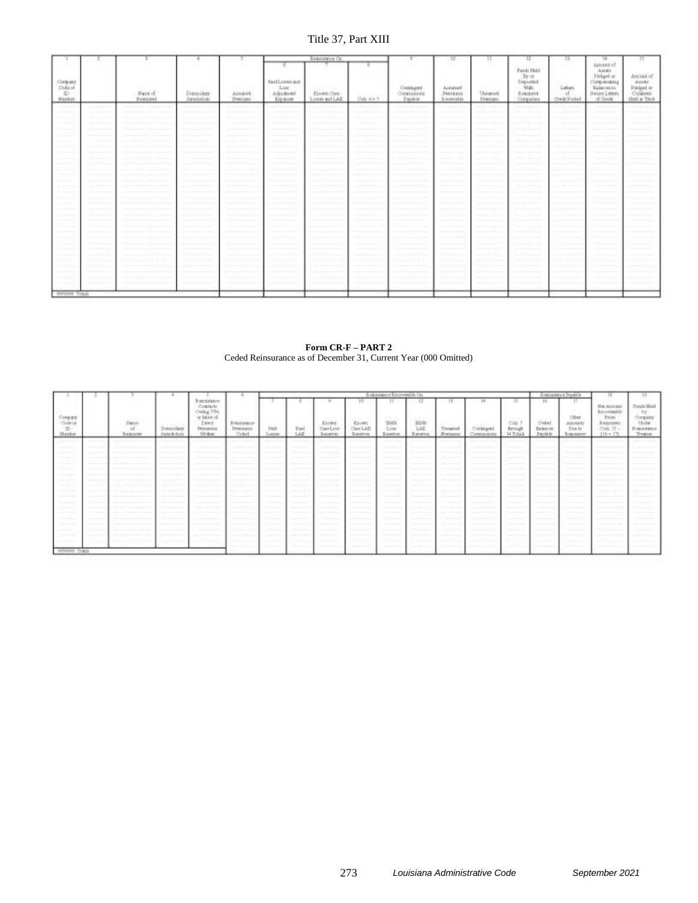| 1 | 2 | 3 | 4 | 5 | Reinsurance On | | | 9 | 10 | 11 | 12 | 13 | 14 | 15 |
|---|---|---|---|---|---|---|---|---|---|---|---|---|---|---|
| | | | | | 6 | 7 | 8 | | | | | | | |
| Company Code or ID Number | | Name of Reinsured | Domiciliary Jurisdiction | Assumed Premium | Paid Losses and Loss Adjustment Expense | Known Case Losses and LAE | Cols. 6 + 7 | Contingent Commissions Payable | Assumed Premiums Receivable | Unearned Premium | Funds Held By or Deposited With Reinsured Companies | Letters of Credit Posted | Amount of Assets Pledged or Compensating Balances to Secure Letters of Credit | Amount of Assets Pledged or Collateral Held in Trust |
| | | | | | | | | | | | | | | |
| 9999999 Totals | | | | | | | | | | | | | | |

**Form CR-F – PART 2**
Ceded Reinsurance as of December 31, Current Year (000 Omitted)

| 1 | 2 | 3 | 4 | 5 | 6 | Reinsurance Recoverable On | | | | | | | | | Reinsurance Payable | | 18 | 19 |
|---|---|---|---|---|---|---|---|---|---|---|---|---|---|---|---|---|---|---|
| | | | | | | 7 | 8 | 9 | 10 | 11 | 12 | 13 | 14 | 15 | 16 | 17 | | |
| Company Code or ID Number | | Name of Reinsurer | Domiciliary Jurisdiction | Reinsurance Contracts Ceding 75% or More of Direct Premiums Written | Reinsurance Premiums Ceded | Paid Losses | Paid LAE | Known Case Loss Reserves | Known Case LAE Reserves | IBNR Loss Reserves | IBNR LAE Reserves | Unearned Premiums | Contingent Commissions | Cols. 7 through 14 Totals | Ceded Balances Payable | Other Amounts Due to Reinsurers | Net Amount Recoverable From Reinsurers Cols. 15 – [16 + 17] | Funds Held by Company Under Reinsurance Treaties |
| | | | | | | | | | | | | | | | | | | |
| 9999999 Totals | | | | | | | | | | | | | | | | | | |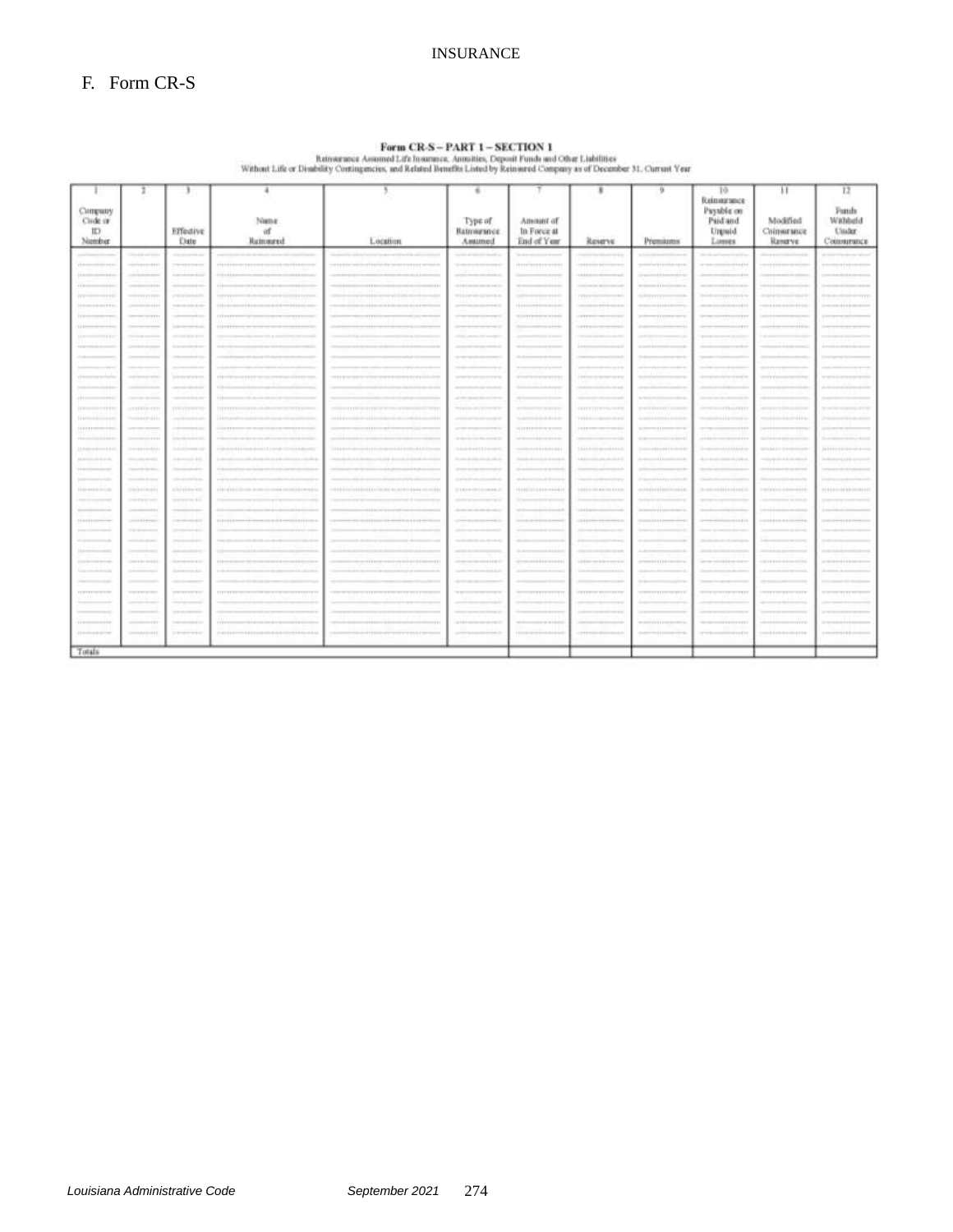## F. Form CR-S

**Form CR-S – PART 1 – SECTION 1**

Reinsurance Assumed Life Insurance, Annuities, Deposit Funds and Other Liabilities Without Life or Disability Contingencies, and Related Benefits Listed by Reinsured Company as of December 31, Current Year

| 1 | 2 | 3 | 4 | 5 | 6 | 7 | 8 | 9 | 10 | 11 | 12 |
|---|---|---|---|---|---|---|---|---|---|---|---|
| Company Code or ID Number | | Effective Date | Name of Reinsured | Location | Type of Reinsurance Assumed | Amount of In Force at End of Year | Reserve | Premiums | Reinsurance Payable on Paid and Unpaid Losses | Modified Coinsurance Reserve | Funds Withheld Under Coinsurance |
| | | | | | | | | | | | |
| Totals | | | | | | | | | | | |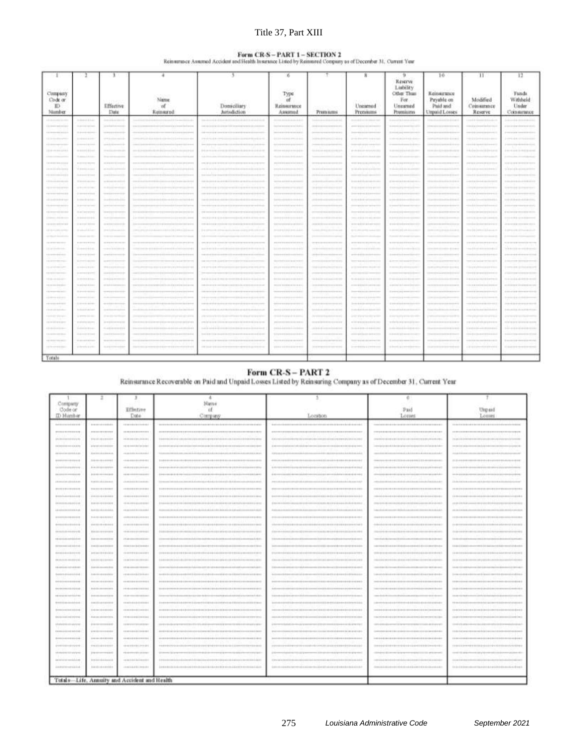## Form CR-S – PART 1 – SECTION 2

Reinsurance Assumed Accident and Health Insurance Listed by Reinsured Company as of December 31, Current Year

| 1 | 2 | 3 | 4 | 5 | 6 | 7 | 8 | 9 | 10 | 11 | 12 |
|---|---|---|---|---|---|---|---|---|---|---|---|
| Company Code or ID Number | | Effective Date | Name of Reinsured | Domiciliary Jurisdiction | Type of Reinsurance Assumed | Premiums | Unearned Premiums | Reserve Liability Other Than For Unearned Premiums | Reinsurance Payable on Paid and Unpaid Losses | Modified Coinsurance Reserve | Funds Withheld Under Coinsurance |
| | | | | | | | | | | | |
| Totals | | | | | | | | | | | |

## Form CR-S – PART 2

Reinsurance Recoverable on Paid and Unpaid Losses Listed by Reinsuring Company as of December 31, Current Year

| 1 | 2 | 3 | 4 | 5 | 6 | 7 |
|---|---|---|---|---|---|---|
| Company Code or ID Number | | Effective Date | Name of Company | Location | Paid Losses | Unpaid Losses |
| | | | | | | |
| Totals—Life, Annuity and Accident and Health | | | | | | |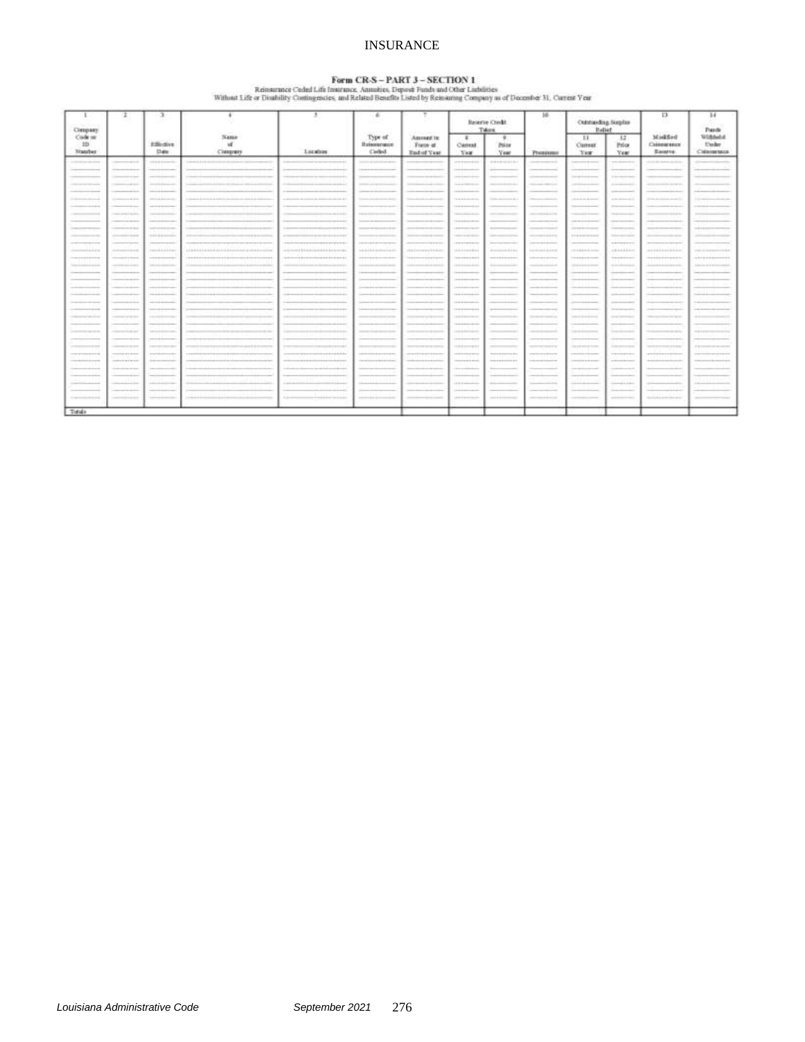# Form CR-S – PART 3 – SECTION 1

Reinsurance Ceded Life Insurance, Annuities, Deposit Funds and Other Liabilities
Without Life or Disability Contingencies, and Related Benefits Listed by Reinsuring Company as of December 31, Current Year

| 1 | 2 | 3 | 4 | 5 | 6 | 7 | Reserve Credit Taken | | 10 | Outstanding Surplus Relief | | 13 | 14 |
|---|---|---|---|---|---|---|---|---|---|---|---|---|---|
| Company Code or ID Number | | Effective Date | Name of Company | Location | Type of Reinsurance Ceded | Amount in Force at End of Year | 8 Current Year | 9 Prior Year | Premiums | 11 Current Year | 12 Prior Year | Modified Coinsurance Reserve | Funds Withheld Under Coinsurance |
| | | | | | | | | | | | | | |
| Totals | | | | | | | | | | | | | |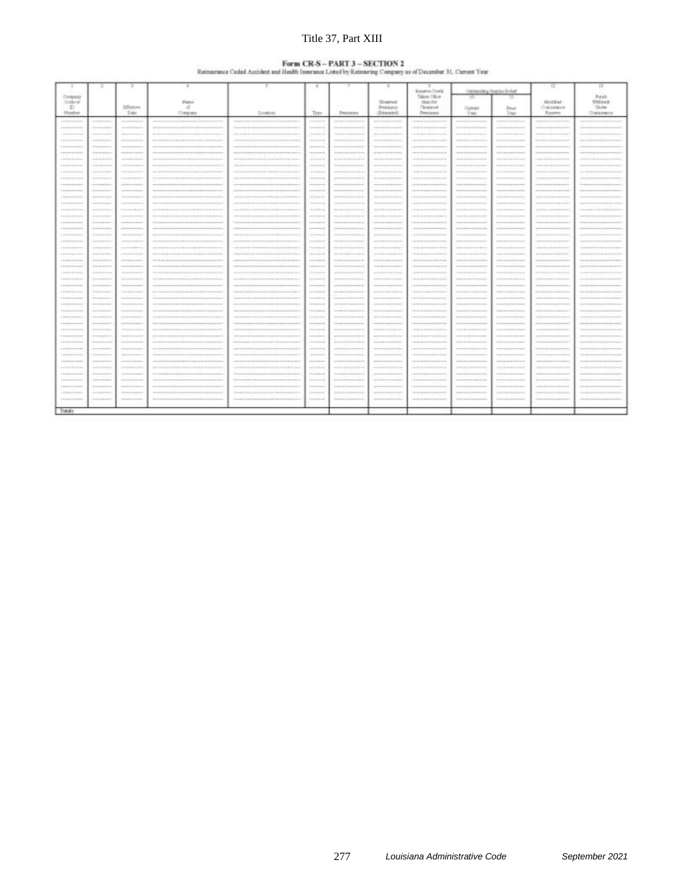## Form CR-S – PART 3 – SECTION 2

Reinsurance Ceded Accident and Health Insurance Listed by Reinsuring Company as of December 31, Current Year

| 1 | 2 | 3 | 4 | 5 | 6 | 7 | 8 | 9 | Outstanding Surplus Relief | | 12 | 13 |
|---|---|---|---|---|---|---|---|---|---|---|---|---|
| | | | | | | | | | 10 | 11 | | |
| Company Code or ID Number | | Effective Date | Name of Company | Location | Type | Premiums | Unearned Premiums (Estimated) | Reserve Credit Taken Other than for Unearned Premiums | Current Year | Prior Year | Modified Coinsurance Reserve | Funds Withheld Under Coinsurance |
| | | | | | | | | | | | | |
| Totals | | | | | | | | | | | | |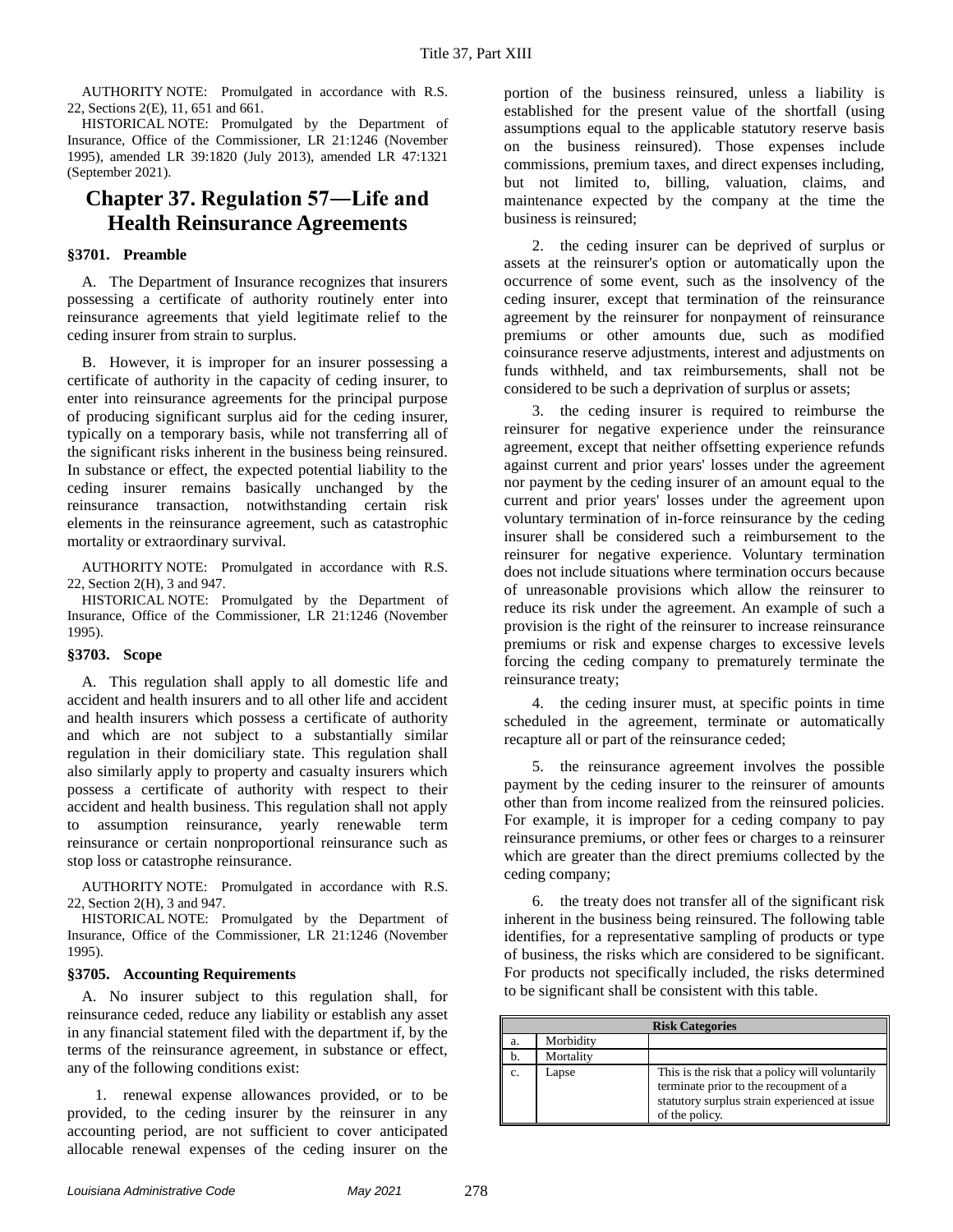AUTHORITY NOTE: Promulgated in accordance with R.S. 22, Sections 2(E), 11, 651 and 661.

HISTORICAL NOTE: Promulgated by the Department of Insurance, Office of the Commissioner, LR 21:1246 (November 1995), amended LR 39:1820 (July 2013), amended LR 47:1321 (September 2021).

# Chapter 37. Regulation 57—Life and Health Reinsurance Agreements

### §3701. Preamble

A. The Department of Insurance recognizes that insurers possessing a certificate of authority routinely enter into reinsurance agreements that yield legitimate relief to the ceding insurer from strain to surplus.

B. However, it is improper for an insurer possessing a certificate of authority in the capacity of ceding insurer, to enter into reinsurance agreements for the principal purpose of producing significant surplus aid for the ceding insurer, typically on a temporary basis, while not transferring all of the significant risks inherent in the business being reinsured. In substance or effect, the expected potential liability to the ceding insurer remains basically unchanged by the reinsurance transaction, notwithstanding certain risk elements in the reinsurance agreement, such as catastrophic mortality or extraordinary survival.

AUTHORITY NOTE: Promulgated in accordance with R.S. 22, Section 2(H), 3 and 947.

HISTORICAL NOTE: Promulgated by the Department of Insurance, Office of the Commissioner, LR 21:1246 (November 1995).

### §3703. Scope

A. This regulation shall apply to all domestic life and accident and health insurers and to all other life and accident and health insurers which possess a certificate of authority and which are not subject to a substantially similar regulation in their domiciliary state. This regulation shall also similarly apply to property and casualty insurers which possess a certificate of authority with respect to their accident and health business. This regulation shall not apply to assumption reinsurance, yearly renewable term reinsurance or certain nonproportional reinsurance such as stop loss or catastrophe reinsurance.

AUTHORITY NOTE: Promulgated in accordance with R.S. 22, Section 2(H), 3 and 947.

HISTORICAL NOTE: Promulgated by the Department of Insurance, Office of the Commissioner, LR 21:1246 (November 1995).

### §3705. Accounting Requirements

A. No insurer subject to this regulation shall, for reinsurance ceded, reduce any liability or establish any asset in any financial statement filed with the department if, by the terms of the reinsurance agreement, in substance or effect, any of the following conditions exist:

1. renewal expense allowances provided, or to be provided, to the ceding insurer by the reinsurer in any accounting period, are not sufficient to cover anticipated allocable renewal expenses of the ceding insurer on the portion of the business reinsured, unless a liability is established for the present value of the shortfall (using assumptions equal to the applicable statutory reserve basis on the business reinsured). Those expenses include commissions, premium taxes, and direct expenses including, but not limited to, billing, valuation, claims, and maintenance expected by the company at the time the business is reinsured;

2. the ceding insurer can be deprived of surplus or assets at the reinsurer's option or automatically upon the occurrence of some event, such as the insolvency of the ceding insurer, except that termination of the reinsurance agreement by the reinsurer for nonpayment of reinsurance premiums or other amounts due, such as modified coinsurance reserve adjustments, interest and adjustments on funds withheld, and tax reimbursements, shall not be considered to be such a deprivation of surplus or assets;

3. the ceding insurer is required to reimburse the reinsurer for negative experience under the reinsurance agreement, except that neither offsetting experience refunds against current and prior years' losses under the agreement nor payment by the ceding insurer of an amount equal to the current and prior years' losses under the agreement upon voluntary termination of in-force reinsurance by the ceding insurer shall be considered such a reimbursement to the reinsurer for negative experience. Voluntary termination does not include situations where termination occurs because of unreasonable provisions which allow the reinsurer to reduce its risk under the agreement. An example of such a provision is the right of the reinsurer to increase reinsurance premiums or risk and expense charges to excessive levels forcing the ceding company to prematurely terminate the reinsurance treaty;

4. the ceding insurer must, at specific points in time scheduled in the agreement, terminate or automatically recapture all or part of the reinsurance ceded;

5. the reinsurance agreement involves the possible payment by the ceding insurer to the reinsurer of amounts other than from income realized from the reinsured policies. For example, it is improper for a ceding company to pay reinsurance premiums, or other fees or charges to a reinsurer which are greater than the direct premiums collected by the ceding company;

6. the treaty does not transfer all of the significant risk inherent in the business being reinsured. The following table identifies, for a representative sampling of products or type of business, the risks which are considered to be significant. For products not specifically included, the risks determined to be significant shall be consistent with this table.

| Risk Categories | | |
|---|---|---|
| a. | Morbidity | |
| b. | Mortality | |
| c. | Lapse | This is the risk that a policy will voluntarily terminate prior to the recoupment of a statutory surplus strain experienced at issue of the policy. |